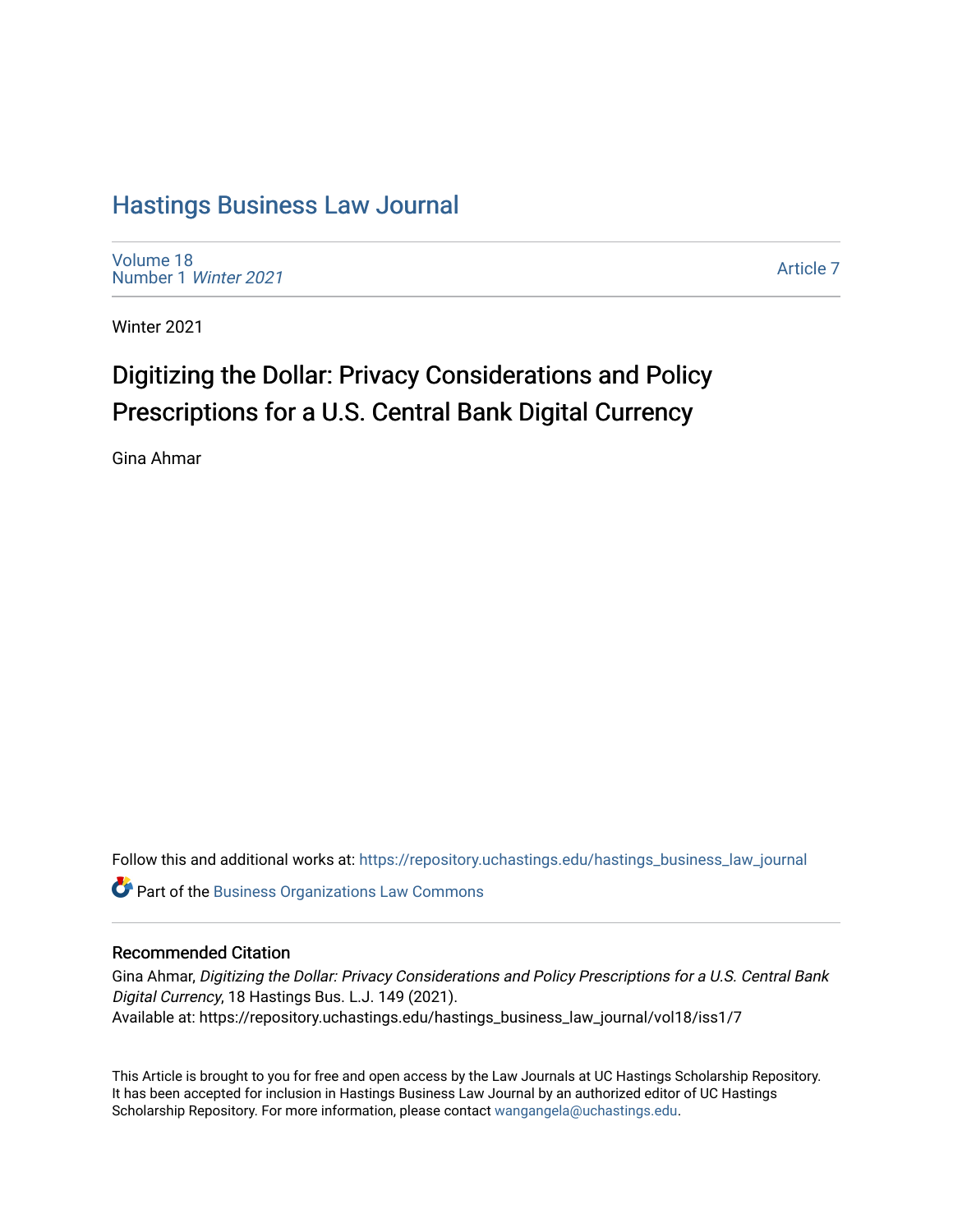# Hastings Business Law Journal

Volume 18
Number 1 *Winter 2021*

Article 7

Winter 2021

## Digitizing the Dollar: Privacy Considerations and Policy Prescriptions for a U.S. Central Bank Digital Currency

Gina Ahmar

Follow this and additional works at: https://repository.uchastings.edu/hastings_business_law_journal

Part of the Business Organizations Law Commons

### Recommended Citation

Gina Ahmar, *Digitizing the Dollar: Privacy Considerations and Policy Prescriptions for a U.S. Central Bank Digital Currency*, 18 Hastings Bus. L.J. 149 (2021).
Available at: https://repository.uchastings.edu/hastings_business_law_journal/vol18/iss1/7

This Article is brought to you for free and open access by the Law Journals at UC Hastings Scholarship Repository. It has been accepted for inclusion in Hastings Business Law Journal by an authorized editor of UC Hastings Scholarship Repository. For more information, please contact wangangela@uchastings.edu.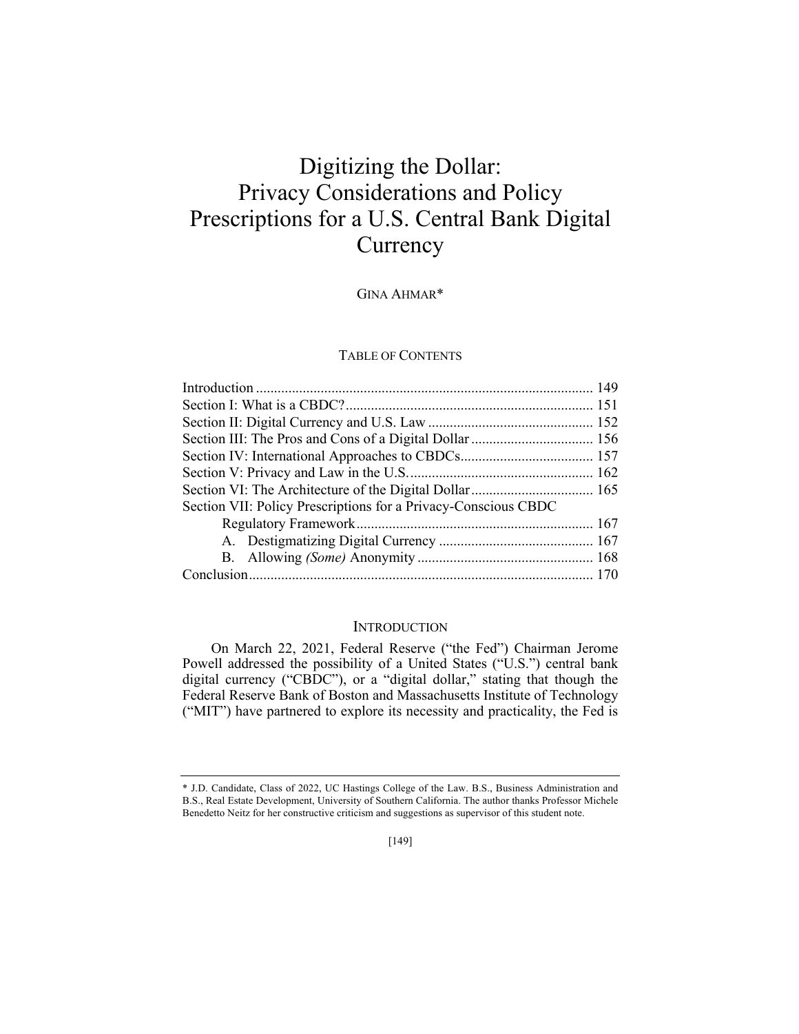# Digitizing the Dollar: Privacy Considerations and Policy Prescriptions for a U.S. Central Bank Digital Currency

GINA AHMAR*

TABLE OF CONTENTS

| | |
|---|---|
| Introduction | 149 |
| Section I: What is a CBDC? | 151 |
| Section II: Digital Currency and U.S. Law | 152 |
| Section III: The Pros and Cons of a Digital Dollar | 156 |
| Section IV: International Approaches to CBDCs | 157 |
| Section V: Privacy and Law in the U.S. | 162 |
| Section VI: The Architecture of the Digital Dollar | 165 |
| Section VII: Policy Prescriptions for a Privacy-Conscious CBDC Regulatory Framework | 167 |
| A. Destigmatizing Digital Currency | 167 |
| B. Allowing *(Some)* Anonymity | 168 |
| Conclusion | 170 |

## INTRODUCTION

On March 22, 2021, Federal Reserve ("the Fed") Chairman Jerome Powell addressed the possibility of a United States ("U.S.") central bank digital currency ("CBDC"), or a "digital dollar," stating that though the Federal Reserve Bank of Boston and Massachusetts Institute of Technology ("MIT") have partnered to explore its necessity and practicality, the Fed is

---

\* J.D. Candidate, Class of 2022, UC Hastings College of the Law. B.S., Business Administration and B.S., Real Estate Development, University of Southern California. The author thanks Professor Michele Benedetto Neitz for her constructive criticism and suggestions as supervisor of this student note.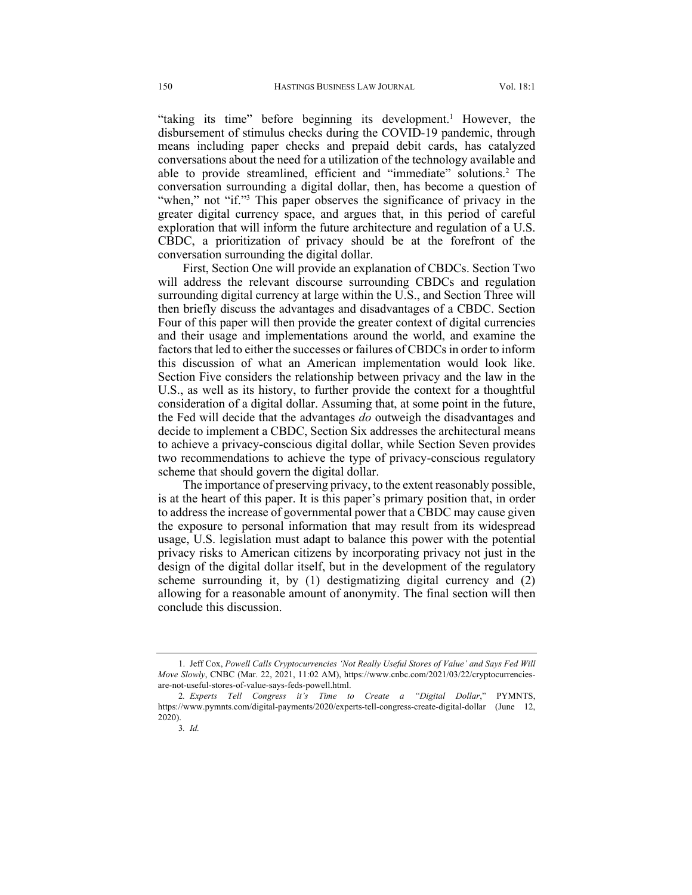"taking its time" before beginning its development.[1] However, the disbursement of stimulus checks during the COVID-19 pandemic, through means including paper checks and prepaid debit cards, has catalyzed conversations about the need for a utilization of the technology available and able to provide streamlined, efficient and "immediate" solutions.[2] The conversation surrounding a digital dollar, then, has become a question of "when," not "if."[3] This paper observes the significance of privacy in the greater digital currency space, and argues that, in this period of careful exploration that will inform the future architecture and regulation of a U.S. CBDC, a prioritization of privacy should be at the forefront of the conversation surrounding the digital dollar.

First, Section One will provide an explanation of CBDCs. Section Two will address the relevant discourse surrounding CBDCs and regulation surrounding digital currency at large within the U.S., and Section Three will then briefly discuss the advantages and disadvantages of a CBDC. Section Four of this paper will then provide the greater context of digital currencies and their usage and implementations around the world, and examine the factors that led to either the successes or failures of CBDCs in order to inform this discussion of what an American implementation would look like. Section Five considers the relationship between privacy and the law in the U.S., as well as its history, to further provide the context for a thoughtful consideration of a digital dollar. Assuming that, at some point in the future, the Fed will decide that the advantages *do* outweigh the disadvantages and decide to implement a CBDC, Section Six addresses the architectural means to achieve a privacy-conscious digital dollar, while Section Seven provides two recommendations to achieve the type of privacy-conscious regulatory scheme that should govern the digital dollar.

The importance of preserving privacy, to the extent reasonably possible, is at the heart of this paper. It is this paper's primary position that, in order to address the increase of governmental power that a CBDC may cause given the exposure to personal information that may result from its widespread usage, U.S. legislation must adapt to balance this power with the potential privacy risks to American citizens by incorporating privacy not just in the design of the digital dollar itself, but in the development of the regulatory scheme surrounding it, by (1) destigmatizing digital currency and (2) allowing for a reasonable amount of anonymity. The final section will then conclude this discussion.

---

1. Jeff Cox, *Powell Calls Cryptocurrencies 'Not Really Useful Stores of Value' and Says Fed Will Move Slowly*, CNBC (Mar. 22, 2021, 11:02 AM), https://www.cnbc.com/2021/03/22/cryptocurrencies-are-not-useful-stores-of-value-says-feds-powell.html.

2. *Experts Tell Congress it's Time to Create a "Digital Dollar*," PYMNTS, https://www.pymnts.com/digital-payments/2020/experts-tell-congress-create-digital-dollar (June 12, 2020).

3. *Id.*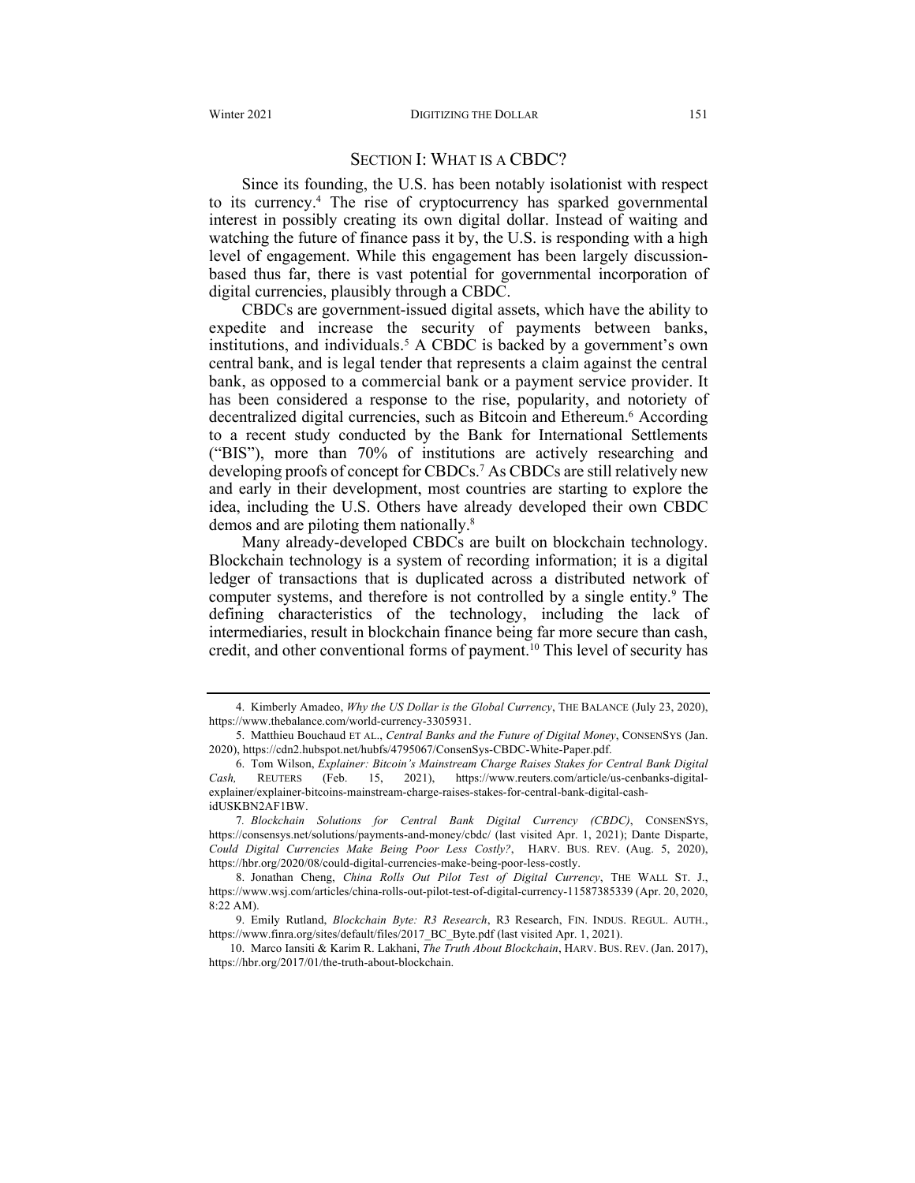## SECTION I: WHAT IS A CBDC?

Since its founding, the U.S. has been notably isolationist with respect to its currency.[4] The rise of cryptocurrency has sparked governmental interest in possibly creating its own digital dollar. Instead of waiting and watching the future of finance pass it by, the U.S. is responding with a high level of engagement. While this engagement has been largely discussion-based thus far, there is vast potential for governmental incorporation of digital currencies, plausibly through a CBDC.

CBDCs are government-issued digital assets, which have the ability to expedite and increase the security of payments between banks, institutions, and individuals.[5] A CBDC is backed by a government's own central bank, and is legal tender that represents a claim against the central bank, as opposed to a commercial bank or a payment service provider. It has been considered a response to the rise, popularity, and notoriety of decentralized digital currencies, such as Bitcoin and Ethereum.[6] According to a recent study conducted by the Bank for International Settlements ("BIS"), more than 70% of institutions are actively researching and developing proofs of concept for CBDCs.[7] As CBDCs are still relatively new and early in their development, most countries are starting to explore the idea, including the U.S. Others have already developed their own CBDC demos and are piloting them nationally.[8]

Many already-developed CBDCs are built on blockchain technology. Blockchain technology is a system of recording information; it is a digital ledger of transactions that is duplicated across a distributed network of computer systems, and therefore is not controlled by a single entity.[9] The defining characteristics of the technology, including the lack of intermediaries, result in blockchain finance being far more secure than cash, credit, and other conventional forms of payment.[10] This level of security has

---

4. Kimberly Amadeo, *Why the US Dollar is the Global Currency*, THE BALANCE (July 23, 2020), https://www.thebalance.com/world-currency-3305931.

5. Matthieu Bouchaud ET AL., *Central Banks and the Future of Digital Money*, CONSENSYS (Jan. 2020), https://cdn2.hubspot.net/hubfs/4795067/ConsenSys-CBDC-White-Paper.pdf.

6. Tom Wilson, *Explainer: Bitcoin's Mainstream Charge Raises Stakes for Central Bank Digital Cash,* REUTERS (Feb. 15, 2021), https://www.reuters.com/article/us-cenbanks-digital-explainer/explainer-bitcoins-mainstream-charge-raises-stakes-for-central-bank-digital-cash-idUSKBN2AF1BW.

7. *Blockchain Solutions for Central Bank Digital Currency (CBDC)*, CONSENSYS, https://consensys.net/solutions/payments-and-money/cbdc/ (last visited Apr. 1, 2021); Dante Disparte, *Could Digital Currencies Make Being Poor Less Costly?*, HARV. BUS. REV. (Aug. 5, 2020), https://hbr.org/2020/08/could-digital-currencies-make-being-poor-less-costly.

8. Jonathan Cheng, *China Rolls Out Pilot Test of Digital Currency*, THE WALL ST. J., https://www.wsj.com/articles/china-rolls-out-pilot-test-of-digital-currency-11587385339 (Apr. 20, 2020, 8:22 AM).

9. Emily Rutland, *Blockchain Byte: R3 Research*, R3 Research, FIN. INDUS. REGUL. AUTH., https://www.finra.org/sites/default/files/2017_BC_Byte.pdf (last visited Apr. 1, 2021).

10. Marco Iansiti & Karim R. Lakhani, *The Truth About Blockchain*, HARV. BUS. REV. (Jan. 2017), https://hbr.org/2017/01/the-truth-about-blockchain.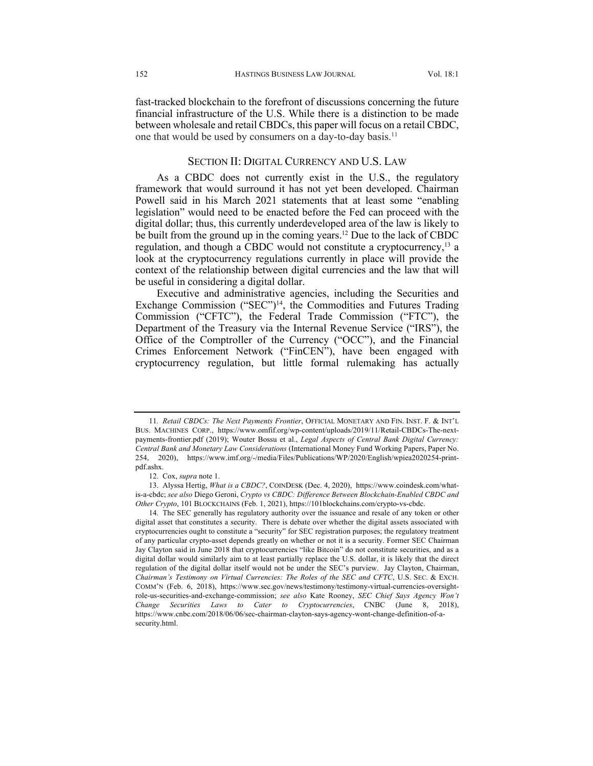fast-tracked blockchain to the forefront of discussions concerning the future financial infrastructure of the U.S. While there is a distinction to be made between wholesale and retail CBDCs, this paper will focus on a retail CBDC, one that would be used by consumers on a day-to-day basis.[11]

## SECTION II: DIGITAL CURRENCY AND U.S. LAW

As a CBDC does not currently exist in the U.S., the regulatory framework that would surround it has not yet been developed. Chairman Powell said in his March 2021 statements that at least some "enabling legislation" would need to be enacted before the Fed can proceed with the digital dollar; thus, this currently underdeveloped area of the law is likely to be built from the ground up in the coming years.[12] Due to the lack of CBDC regulation, and though a CBDC would not constitute a cryptocurrency,[13] a look at the cryptocurrency regulations currently in place will provide the context of the relationship between digital currencies and the law that will be useful in considering a digital dollar.

Executive and administrative agencies, including the Securities and Exchange Commission ("SEC")[14], the Commodities and Futures Trading Commission ("CFTC"), the Federal Trade Commission ("FTC"), the Department of the Treasury via the Internal Revenue Service ("IRS"), the Office of the Comptroller of the Currency ("OCC"), and the Financial Crimes Enforcement Network ("FinCEN"), have been engaged with cryptocurrency regulation, but little formal rulemaking has actually

---

11. *Retail CBDCs: The Next Payments Frontier*, OFFICIAL MONETARY AND FIN. INST. F. & INT'L BUS. MACHINES CORP., https://www.omfif.org/wp-content/uploads/2019/11/Retail-CBDCs-The-next-payments-frontier.pdf (2019); Wouter Bossu et al., *Legal Aspects of Central Bank Digital Currency: Central Bank and Monetary Law Considerations* (International Money Fund Working Papers, Paper No. 254, 2020), https://www.imf.org/-/media/Files/Publications/WP/2020/English/wpiea2020254-print-pdf.ashx.

12. Cox, *supra* note 1.

13. Alyssa Hertig, *What is a CBDC?*, COINDESK (Dec. 4, 2020), https://www.coindesk.com/what-is-a-cbdc; *see also* Diego Geroni, *Crypto vs CBDC: Difference Between Blockchain-Enabled CBDC and Other Crypto*, 101 BLOCKCHAINS (Feb. 1, 2021), https://101blockchains.com/crypto-vs-cbdc.

14. The SEC generally has regulatory authority over the issuance and resale of any token or other digital asset that constitutes a security. There is debate over whether the digital assets associated with cryptocurrencies ought to constitute a "security" for SEC registration purposes; the regulatory treatment of any particular crypto-asset depends greatly on whether or not it is a security. Former SEC Chairman Jay Clayton said in June 2018 that cryptocurrencies "like Bitcoin" do not constitute securities, and as a digital dollar would similarly aim to at least partially replace the U.S. dollar, it is likely that the direct regulation of the digital dollar itself would not be under the SEC's purview. Jay Clayton, Chairman, *Chairman's Testimony on Virtual Currencies: The Roles of the SEC and CFTC*, U.S. SEC. & EXCH. COMM'N (Feb. 6, 2018), https://www.sec.gov/news/testimony/testimony-virtual-currencies-oversight-role-us-securities-and-exchange-commission; *see also* Kate Rooney, *SEC Chief Says Agency Won't Change Securities Laws to Cater to Cryptocurrencies*, CNBC (June 8, 2018), https://www.cnbc.com/2018/06/06/sec-chairman-clayton-says-agency-wont-change-definition-of-a-security.html.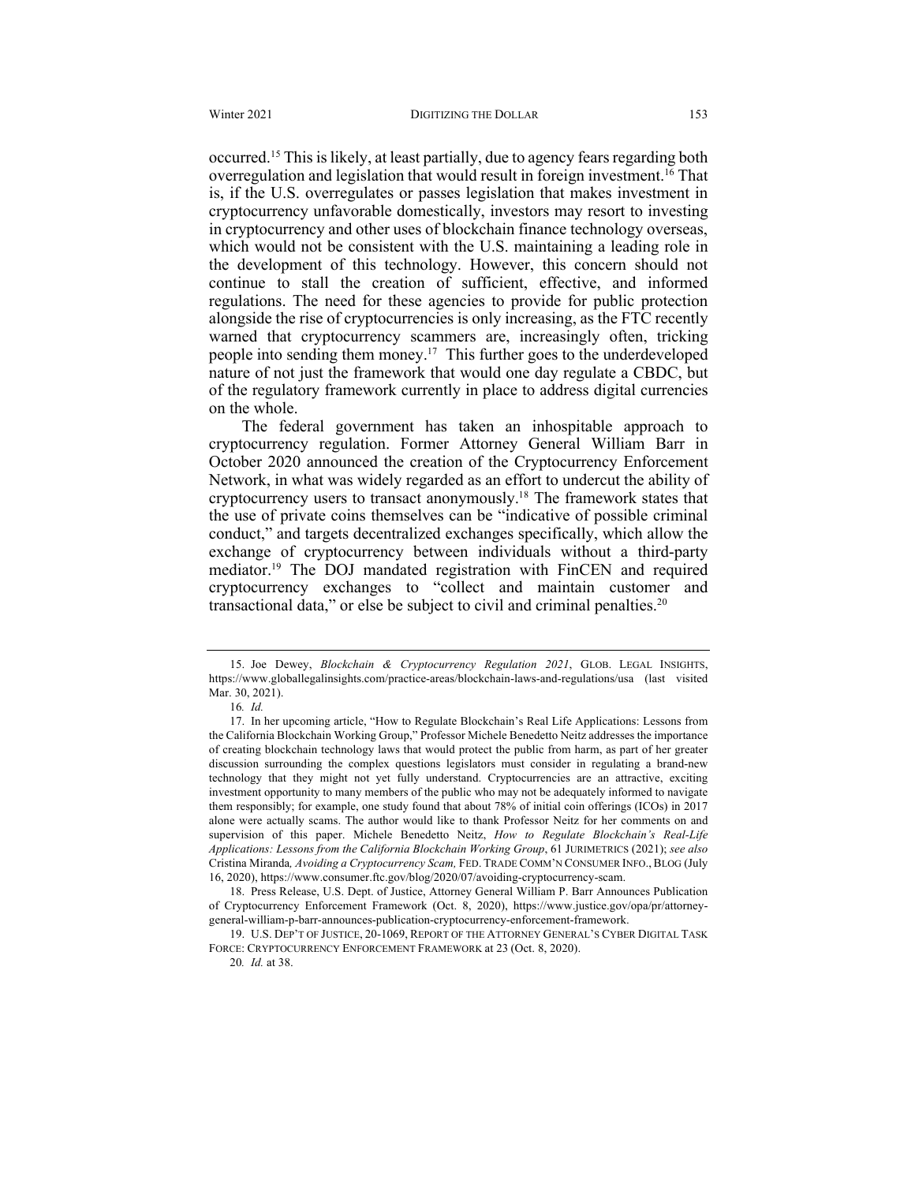occurred.[15] This is likely, at least partially, due to agency fears regarding both overregulation and legislation that would result in foreign investment.[16] That is, if the U.S. overregulates or passes legislation that makes investment in cryptocurrency unfavorable domestically, investors may resort to investing in cryptocurrency and other uses of blockchain finance technology overseas, which would not be consistent with the U.S. maintaining a leading role in the development of this technology. However, this concern should not continue to stall the creation of sufficient, effective, and informed regulations. The need for these agencies to provide for public protection alongside the rise of cryptocurrencies is only increasing, as the FTC recently warned that cryptocurrency scammers are, increasingly often, tricking people into sending them money.[17] This further goes to the underdeveloped nature of not just the framework that would one day regulate a CBDC, but of the regulatory framework currently in place to address digital currencies on the whole.

The federal government has taken an inhospitable approach to cryptocurrency regulation. Former Attorney General William Barr in October 2020 announced the creation of the Cryptocurrency Enforcement Network, in what was widely regarded as an effort to undercut the ability of cryptocurrency users to transact anonymously.[18] The framework states that the use of private coins themselves can be "indicative of possible criminal conduct," and targets decentralized exchanges specifically, which allow the exchange of cryptocurrency between individuals without a third-party mediator.[19] The DOJ mandated registration with FinCEN and required cryptocurrency exchanges to "collect and maintain customer and transactional data," or else be subject to civil and criminal penalties.[20]

---

15. Joe Dewey, *Blockchain & Cryptocurrency Regulation 2021*, GLOB. LEGAL INSIGHTS, https://www.globallegalinsights.com/practice-areas/blockchain-laws-and-regulations/usa (last visited Mar. 30, 2021).

16. *Id.*

17. In her upcoming article, "How to Regulate Blockchain's Real Life Applications: Lessons from the California Blockchain Working Group," Professor Michele Benedetto Neitz addresses the importance of creating blockchain technology laws that would protect the public from harm, as part of her greater discussion surrounding the complex questions legislators must consider in regulating a brand-new technology that they might not yet fully understand. Cryptocurrencies are an attractive, exciting investment opportunity to many members of the public who may not be adequately informed to navigate them responsibly; for example, one study found that about 78% of initial coin offerings (ICOs) in 2017 alone were actually scams. The author would like to thank Professor Neitz for her comments on and supervision of this paper. Michele Benedetto Neitz, *How to Regulate Blockchain's Real-Life Applications: Lessons from the California Blockchain Working Group*, 61 JURIMETRICS (2021); *see also* Cristina Miranda*, Avoiding a Cryptocurrency Scam,* FED. TRADE COMM'N CONSUMER INFO., BLOG (July 16, 2020), https://www.consumer.ftc.gov/blog/2020/07/avoiding-cryptocurrency-scam.

18. Press Release, U.S. Dept. of Justice, Attorney General William P. Barr Announces Publication of Cryptocurrency Enforcement Framework (Oct. 8, 2020), https://www.justice.gov/opa/pr/attorney-general-william-p-barr-announces-publication-cryptocurrency-enforcement-framework.

19. U.S. DEP'T OF JUSTICE, 20-1069, REPORT OF THE ATTORNEY GENERAL'S CYBER DIGITAL TASK FORCE: CRYPTOCURRENCY ENFORCEMENT FRAMEWORK at 23 (Oct. 8, 2020).

20. *Id.* at 38.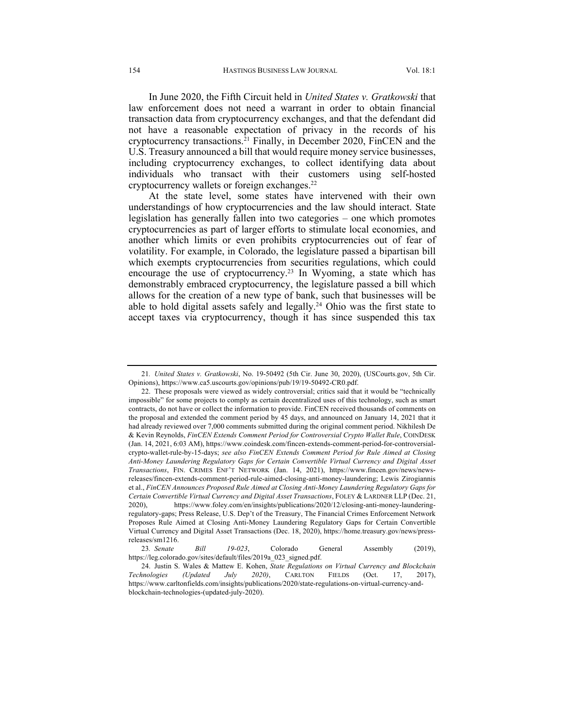In June 2020, the Fifth Circuit held in *United States v. Gratkowski* that law enforcement does not need a warrant in order to obtain financial transaction data from cryptocurrency exchanges, and that the defendant did not have a reasonable expectation of privacy in the records of his cryptocurrency transactions.[21] Finally, in December 2020, FinCEN and the U.S. Treasury announced a bill that would require money service businesses, including cryptocurrency exchanges, to collect identifying data about individuals who transact with their customers using self-hosted cryptocurrency wallets or foreign exchanges.[22]

At the state level, some states have intervened with their own understandings of how cryptocurrencies and the law should interact. State legislation has generally fallen into two categories – one which promotes cryptocurrencies as part of larger efforts to stimulate local economies, and another which limits or even prohibits cryptocurrencies out of fear of volatility. For example, in Colorado, the legislature passed a bipartisan bill which exempts cryptocurrencies from securities regulations, which could encourage the use of cryptocurrency.[23] In Wyoming, a state which has demonstrably embraced cryptocurrency, the legislature passed a bill which allows for the creation of a new type of bank, such that businesses will be able to hold digital assets safely and legally.[24] Ohio was the first state to accept taxes via cryptocurrency, though it has since suspended this tax

---

21. *United States v. Gratkowski*, No. 19-50492 (5th Cir. June 30, 2020), (USCourts.gov, 5th Cir. Opinions), https://www.ca5.uscourts.gov/opinions/pub/19/19-50492-CR0.pdf.

22. These proposals were viewed as widely controversial; critics said that it would be "technically impossible" for some projects to comply as certain decentralized uses of this technology, such as smart contracts, do not have or collect the information to provide. FinCEN received thousands of comments on the proposal and extended the comment period by 45 days, and announced on January 14, 2021 that it had already reviewed over 7,000 comments submitted during the original comment period. Nikhilesh De & Kevin Reynolds, *FinCEN Extends Comment Period for Controversial Crypto Wallet Rule*, COINDESK (Jan. 14, 2021, 6:03 AM), https://www.coindesk.com/fincen-extends-comment-period-for-controversial-crypto-wallet-rule-by-15-days; *see also FinCEN Extends Comment Period for Rule Aimed at Closing Anti-Money Laundering Regulatory Gaps for Certain Convertible Virtual Currency and Digital Asset Transactions*, FIN. CRIMES ENF'T NETWORK (Jan. 14, 2021), https://www.fincen.gov/news/news-releases/fincen-extends-comment-period-rule-aimed-closing-anti-money-laundering; Lewis Zirogiannis et al., *FinCEN Announces Proposed Rule Aimed at Closing Anti-Money Laundering Regulatory Gaps for Certain Convertible Virtual Currency and Digital Asset Transactions*, FOLEY & LARDNER LLP (Dec. 21, 2020), https://www.foley.com/en/insights/publications/2020/12/closing-anti-money-laundering-regulatory-gaps; Press Release, U.S. Dep't of the Treasury, The Financial Crimes Enforcement Network Proposes Rule Aimed at Closing Anti-Money Laundering Regulatory Gaps for Certain Convertible Virtual Currency and Digital Asset Transactions (Dec. 18, 2020), https://home.treasury.gov/news/press-releases/sm1216.

23. *Senate Bill 19-023*, Colorado General Assembly (2019), https://leg.colorado.gov/sites/default/files/2019a_023_signed.pdf.

24. Justin S. Wales & Mattew E. Kohen, *State Regulations on Virtual Currency and Blockchain Technologies (Updated July 2020)*, CARLTON FIELDS (Oct. 17, 2017), https://www.carltonfields.com/insights/publications/2020/state-regulations-on-virtual-currency-and-blockchain-technologies-(updated-july-2020).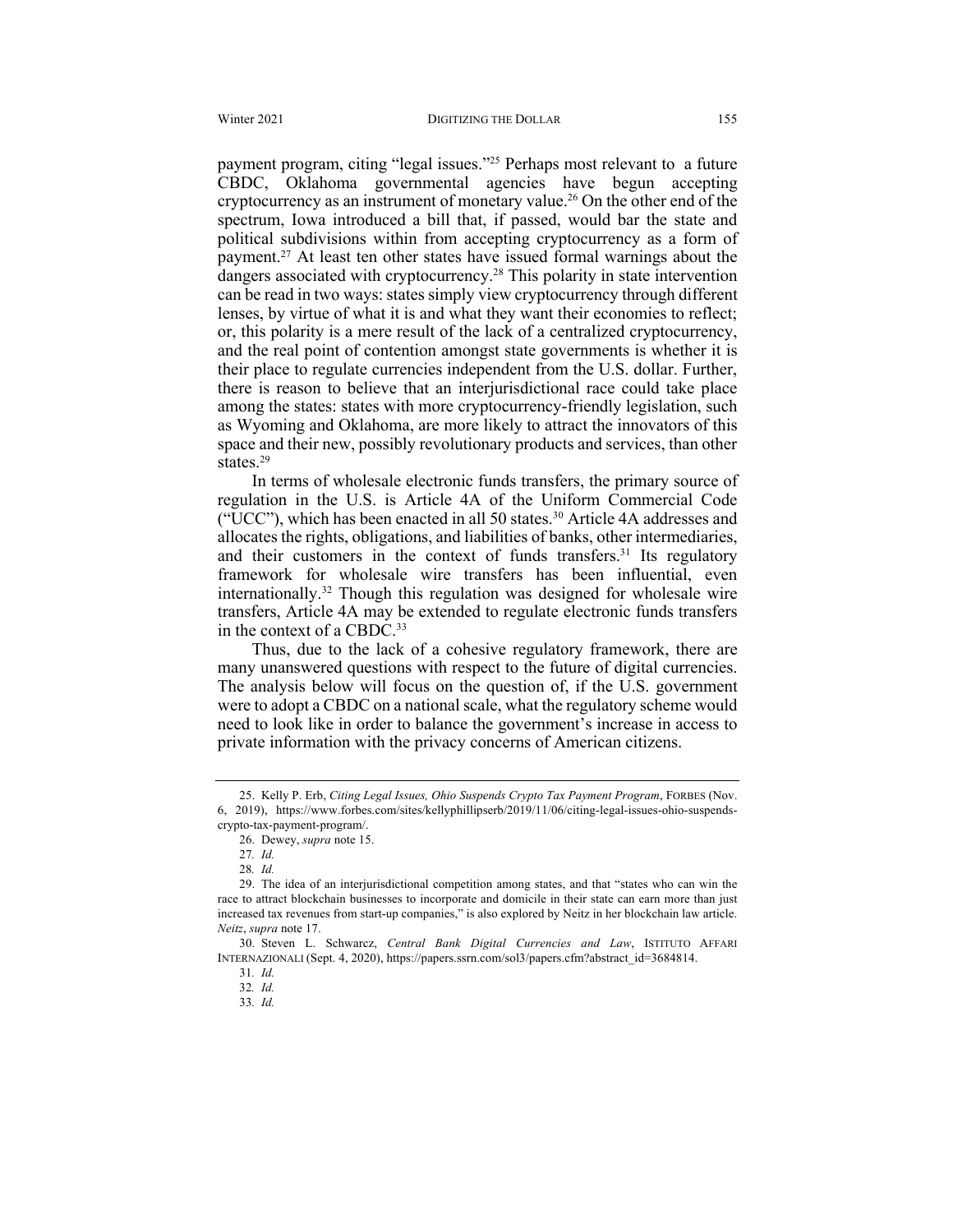payment program, citing "legal issues."[25] Perhaps most relevant to a future CBDC, Oklahoma governmental agencies have begun accepting cryptocurrency as an instrument of monetary value.[26] On the other end of the spectrum, Iowa introduced a bill that, if passed, would bar the state and political subdivisions within from accepting cryptocurrency as a form of payment.[27] At least ten other states have issued formal warnings about the dangers associated with cryptocurrency.[28] This polarity in state intervention can be read in two ways: states simply view cryptocurrency through different lenses, by virtue of what it is and what they want their economies to reflect; or, this polarity is a mere result of the lack of a centralized cryptocurrency, and the real point of contention amongst state governments is whether it is their place to regulate currencies independent from the U.S. dollar. Further, there is reason to believe that an interjurisdictional race could take place among the states: states with more cryptocurrency-friendly legislation, such as Wyoming and Oklahoma, are more likely to attract the innovators of this space and their new, possibly revolutionary products and services, than other states.[29]

In terms of wholesale electronic funds transfers, the primary source of regulation in the U.S. is Article 4A of the Uniform Commercial Code ("UCC"), which has been enacted in all 50 states.[30] Article 4A addresses and allocates the rights, obligations, and liabilities of banks, other intermediaries, and their customers in the context of funds transfers.[31] Its regulatory framework for wholesale wire transfers has been influential, even internationally.[32] Though this regulation was designed for wholesale wire transfers, Article 4A may be extended to regulate electronic funds transfers in the context of a CBDC.[33]

Thus, due to the lack of a cohesive regulatory framework, there are many unanswered questions with respect to the future of digital currencies. The analysis below will focus on the question of, if the U.S. government were to adopt a CBDC on a national scale, what the regulatory scheme would need to look like in order to balance the government's increase in access to private information with the privacy concerns of American citizens.

---

25. Kelly P. Erb, *Citing Legal Issues, Ohio Suspends Crypto Tax Payment Program*, FORBES (Nov. 6, 2019), https://www.forbes.com/sites/kellyphillipserb/2019/11/06/citing-legal-issues-ohio-suspends-crypto-tax-payment-program/.

26. Dewey, *supra* note 15.

27. *Id.*

28. *Id.*

29. The idea of an interjurisdictional competition among states, and that "states who can win the race to attract blockchain businesses to incorporate and domicile in their state can earn more than just increased tax revenues from start-up companies," is also explored by Neitz in her blockchain law article. *Neitz*, *supra* note 17.

30. Steven L. Schwarcz, *Central Bank Digital Currencies and Law*, ISTITUTO AFFARI INTERNAZIONALI (Sept. 4, 2020), https://papers.ssrn.com/sol3/papers.cfm?abstract_id=3684814.

31. *Id.*

32. *Id.*

33. *Id.*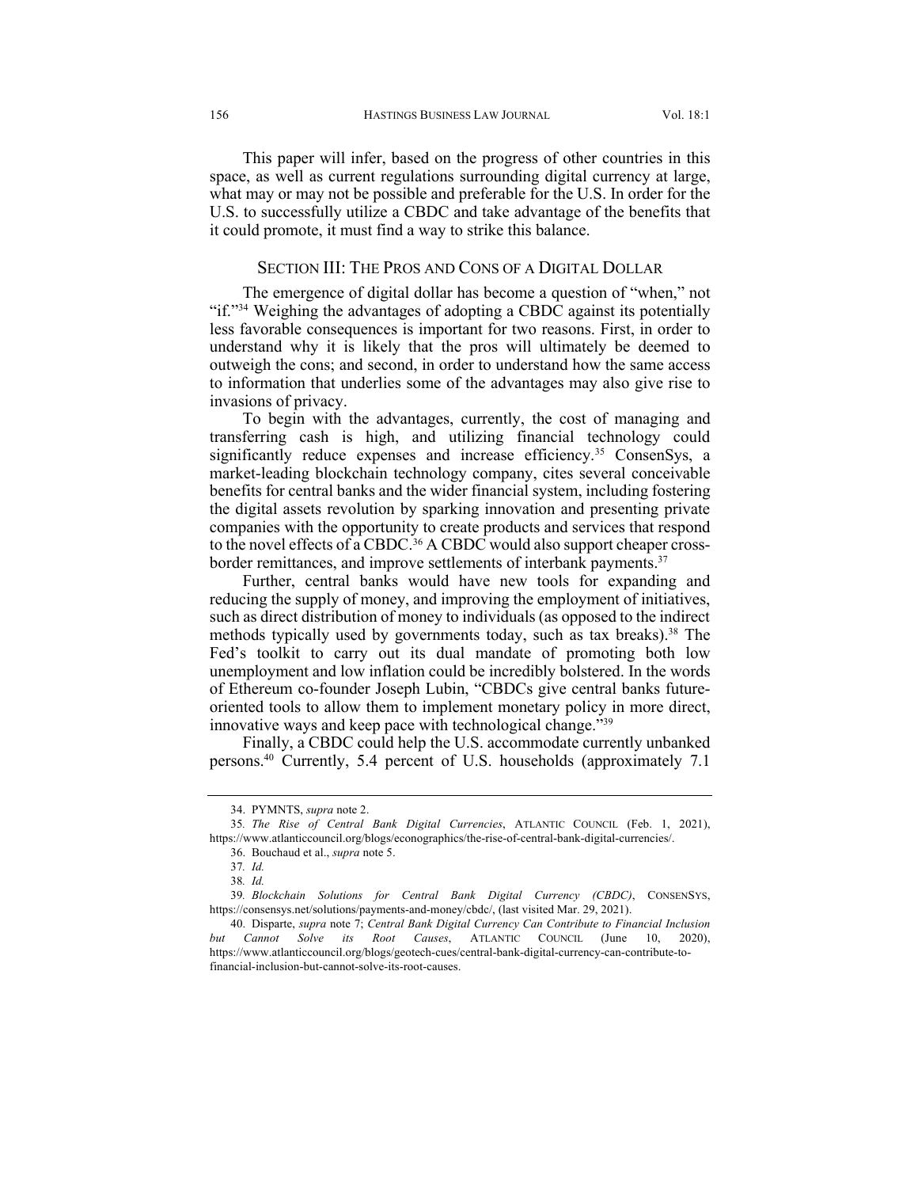This paper will infer, based on the progress of other countries in this space, as well as current regulations surrounding digital currency at large, what may or may not be possible and preferable for the U.S. In order for the U.S. to successfully utilize a CBDC and take advantage of the benefits that it could promote, it must find a way to strike this balance.

## SECTION III: THE PROS AND CONS OF A DIGITAL DOLLAR

The emergence of digital dollar has become a question of "when," not "if."[34] Weighing the advantages of adopting a CBDC against its potentially less favorable consequences is important for two reasons. First, in order to understand why it is likely that the pros will ultimately be deemed to outweigh the cons; and second, in order to understand how the same access to information that underlies some of the advantages may also give rise to invasions of privacy.

To begin with the advantages, currently, the cost of managing and transferring cash is high, and utilizing financial technology could significantly reduce expenses and increase efficiency.[35] ConsenSys, a market-leading blockchain technology company, cites several conceivable benefits for central banks and the wider financial system, including fostering the digital assets revolution by sparking innovation and presenting private companies with the opportunity to create products and services that respond to the novel effects of a CBDC.[36] A CBDC would also support cheaper cross-border remittances, and improve settlements of interbank payments.[37]

Further, central banks would have new tools for expanding and reducing the supply of money, and improving the employment of initiatives, such as direct distribution of money to individuals (as opposed to the indirect methods typically used by governments today, such as tax breaks).[38] The Fed's toolkit to carry out its dual mandate of promoting both low unemployment and low inflation could be incredibly bolstered. In the words of Ethereum co-founder Joseph Lubin, "CBDCs give central banks future-oriented tools to allow them to implement monetary policy in more direct, innovative ways and keep pace with technological change."[39]

Finally, a CBDC could help the U.S. accommodate currently unbanked persons.[40] Currently, 5.4 percent of U.S. households (approximately 7.1

---

34. PYMNTS, *supra* note 2.

35. *The Rise of Central Bank Digital Currencies*, ATLANTIC COUNCIL (Feb. 1, 2021), https://www.atlanticcouncil.org/blogs/econographics/the-rise-of-central-bank-digital-currencies/.

36. Bouchaud et al., *supra* note 5.

37. *Id.*

38. *Id.*

39. *Blockchain Solutions for Central Bank Digital Currency (CBDC)*, CONSENSYS, https://consensys.net/solutions/payments-and-money/cbdc/, (last visited Mar. 29, 2021).

40. Disparte, *supra* note 7; *Central Bank Digital Currency Can Contribute to Financial Inclusion but Cannot Solve its Root Causes*, ATLANTIC COUNCIL (June 10, 2020), https://www.atlanticcouncil.org/blogs/geotech-cues/central-bank-digital-currency-can-contribute-to-financial-inclusion-but-cannot-solve-its-root-causes.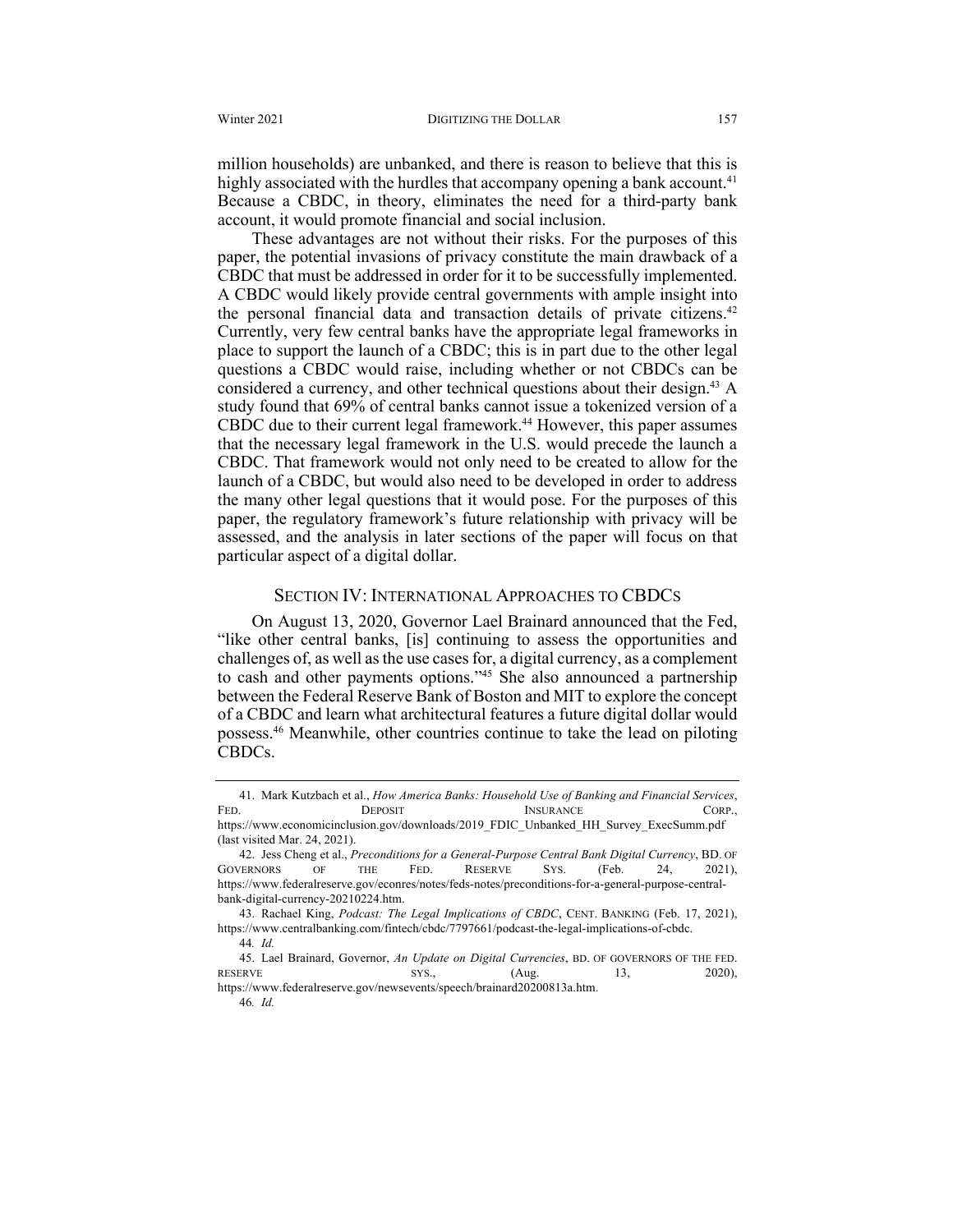million households) are unbanked, and there is reason to believe that this is highly associated with the hurdles that accompany opening a bank account.[41] Because a CBDC, in theory, eliminates the need for a third-party bank account, it would promote financial and social inclusion.

These advantages are not without their risks. For the purposes of this paper, the potential invasions of privacy constitute the main drawback of a CBDC that must be addressed in order for it to be successfully implemented. A CBDC would likely provide central governments with ample insight into the personal financial data and transaction details of private citizens.[42] Currently, very few central banks have the appropriate legal frameworks in place to support the launch of a CBDC; this is in part due to the other legal questions a CBDC would raise, including whether or not CBDCs can be considered a currency, and other technical questions about their design.[43] A study found that 69% of central banks cannot issue a tokenized version of a CBDC due to their current legal framework.[44] However, this paper assumes that the necessary legal framework in the U.S. would precede the launch a CBDC. That framework would not only need to be created to allow for the launch of a CBDC, but would also need to be developed in order to address the many other legal questions that it would pose. For the purposes of this paper, the regulatory framework's future relationship with privacy will be assessed, and the analysis in later sections of the paper will focus on that particular aspect of a digital dollar.

## SECTION IV: INTERNATIONAL APPROACHES TO CBDCS

On August 13, 2020, Governor Lael Brainard announced that the Fed, "like other central banks, [is] continuing to assess the opportunities and challenges of, as well as the use cases for, a digital currency, as a complement to cash and other payments options."[45] She also announced a partnership between the Federal Reserve Bank of Boston and MIT to explore the concept of a CBDC and learn what architectural features a future digital dollar would possess.[46] Meanwhile, other countries continue to take the lead on piloting CBDCs.

---

41. Mark Kutzbach et al., *How America Banks: Household Use of Banking and Financial Services*, FED. DEPOSIT INSURANCE CORP., https://www.economicinclusion.gov/downloads/2019_FDIC_Unbanked_HH_Survey_ExecSumm.pdf (last visited Mar. 24, 2021).

42. Jess Cheng et al., *Preconditions for a General-Purpose Central Bank Digital Currency*, BD. OF GOVERNORS OF THE FED. RESERVE SYS. (Feb. 24, 2021), https://www.federalreserve.gov/econres/notes/feds-notes/preconditions-for-a-general-purpose-central-bank-digital-currency-20210224.htm.

43. Rachael King, *Podcast: The Legal Implications of CBDC*, CENT. BANKING (Feb. 17, 2021), https://www.centralbanking.com/fintech/cbdc/7797661/podcast-the-legal-implications-of-cbdc.

44. *Id.*

45. Lael Brainard, Governor, *An Update on Digital Currencies*, BD. OF GOVERNORS OF THE FED. RESERVE SYS., (Aug. 13, 2020), https://www.federalreserve.gov/newsevents/speech/brainard20200813a.htm.

46. *Id.*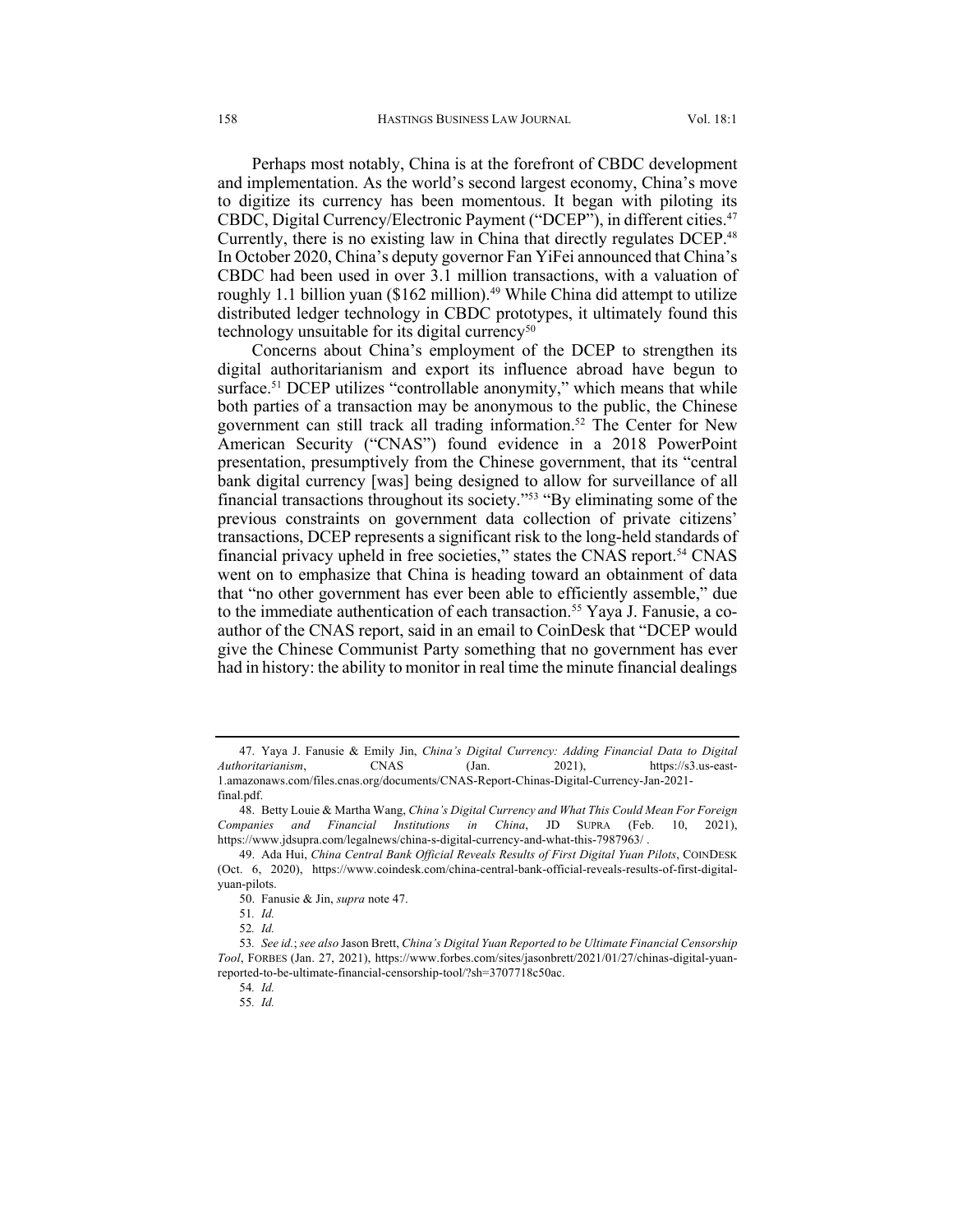Perhaps most notably, China is at the forefront of CBDC development and implementation. As the world's second largest economy, China's move to digitize its currency has been momentous. It began with piloting its CBDC, Digital Currency/Electronic Payment ("DCEP"), in different cities.[47] Currently, there is no existing law in China that directly regulates DCEP.[48] In October 2020, China's deputy governor Fan YiFei announced that China's CBDC had been used in over 3.1 million transactions, with a valuation of roughly 1.1 billion yuan ($162 million).[49] While China did attempt to utilize distributed ledger technology in CBDC prototypes, it ultimately found this technology unsuitable for its digital currency[50]

Concerns about China's employment of the DCEP to strengthen its digital authoritarianism and export its influence abroad have begun to surface.[51] DCEP utilizes "controllable anonymity," which means that while both parties of a transaction may be anonymous to the public, the Chinese government can still track all trading information.[52] The Center for New American Security ("CNAS") found evidence in a 2018 PowerPoint presentation, presumptively from the Chinese government, that its "central bank digital currency [was] being designed to allow for surveillance of all financial transactions throughout its society."[53] "By eliminating some of the previous constraints on government data collection of private citizens' transactions, DCEP represents a significant risk to the long-held standards of financial privacy upheld in free societies," states the CNAS report.[54] CNAS went on to emphasize that China is heading toward an obtainment of data that "no other government has ever been able to efficiently assemble," due to the immediate authentication of each transaction.[55] Yaya J. Fanusie, a co-author of the CNAS report, said in an email to CoinDesk that "DCEP would give the Chinese Communist Party something that no government has ever had in history: the ability to monitor in real time the minute financial dealings

---

47. Yaya J. Fanusie & Emily Jin, *China's Digital Currency: Adding Financial Data to Digital Authoritarianism*, CNAS (Jan. 2021), https://s3.us-east-1.amazonaws.com/files.cnas.org/documents/CNAS-Report-Chinas-Digital-Currency-Jan-2021-final.pdf.

48. Betty Louie & Martha Wang, *China's Digital Currency and What This Could Mean For Foreign Companies and Financial Institutions in China*, JD SUPRA (Feb. 10, 2021), https://www.jdsupra.com/legalnews/china-s-digital-currency-and-what-this-7987963/ .

49. Ada Hui, *China Central Bank Official Reveals Results of First Digital Yuan Pilots*, COINDESK (Oct. 6, 2020), https://www.coindesk.com/china-central-bank-official-reveals-results-of-first-digital-yuan-pilots.

50. Fanusie & Jin, *supra* note 47.

51. *Id.*

52. *Id.*

53. *See id.*; *see also* Jason Brett, *China's Digital Yuan Reported to be Ultimate Financial Censorship Tool*, FORBES (Jan. 27, 2021), https://www.forbes.com/sites/jasonbrett/2021/01/27/chinas-digital-yuan-reported-to-be-ultimate-financial-censorship-tool/?sh=3707718c50ac.

54. *Id.*

55. *Id.*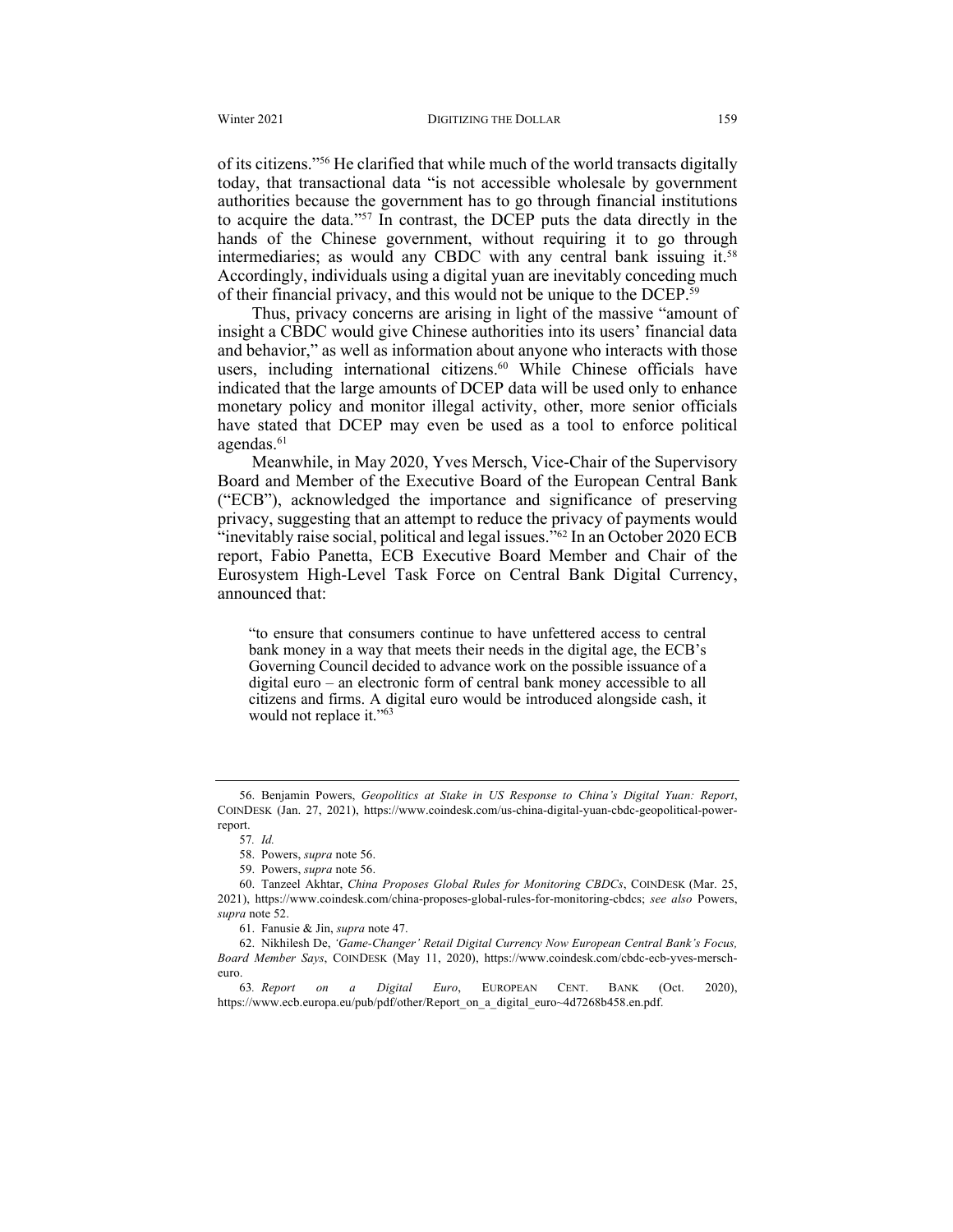of its citizens."[56] He clarified that while much of the world transacts digitally today, that transactional data "is not accessible wholesale by government authorities because the government has to go through financial institutions to acquire the data."[57] In contrast, the DCEP puts the data directly in the hands of the Chinese government, without requiring it to go through intermediaries; as would any CBDC with any central bank issuing it.[58] Accordingly, individuals using a digital yuan are inevitably conceding much of their financial privacy, and this would not be unique to the DCEP.[59]

Thus, privacy concerns are arising in light of the massive "amount of insight a CBDC would give Chinese authorities into its users' financial data and behavior," as well as information about anyone who interacts with those users, including international citizens.[60] While Chinese officials have indicated that the large amounts of DCEP data will be used only to enhance monetary policy and monitor illegal activity, other, more senior officials have stated that DCEP may even be used as a tool to enforce political agendas.[61]

Meanwhile, in May 2020, Yves Mersch, Vice-Chair of the Supervisory Board and Member of the Executive Board of the European Central Bank ("ECB"), acknowledged the importance and significance of preserving privacy, suggesting that an attempt to reduce the privacy of payments would "inevitably raise social, political and legal issues."[62] In an October 2020 ECB report, Fabio Panetta, ECB Executive Board Member and Chair of the Eurosystem High-Level Task Force on Central Bank Digital Currency, announced that:

> "to ensure that consumers continue to have unfettered access to central bank money in a way that meets their needs in the digital age, the ECB's Governing Council decided to advance work on the possible issuance of a digital euro – an electronic form of central bank money accessible to all citizens and firms. A digital euro would be introduced alongside cash, it would not replace it."[63]

---

56. Benjamin Powers, *Geopolitics at Stake in US Response to China's Digital Yuan: Report*, COINDESK (Jan. 27, 2021), https://www.coindesk.com/us-china-digital-yuan-cbdc-geopolitical-power-report.

57. *Id.*

58. Powers, *supra* note 56.

59. Powers, *supra* note 56.

60. Tanzeel Akhtar, *China Proposes Global Rules for Monitoring CBDCs*, COINDESK (Mar. 25, 2021), https://www.coindesk.com/china-proposes-global-rules-for-monitoring-cbdcs; *see also* Powers, *supra* note 52.

61. Fanusie & Jin, *supra* note 47.

62. Nikhilesh De, *'Game-Changer' Retail Digital Currency Now European Central Bank's Focus, Board Member Says*, COINDESK (May 11, 2020), https://www.coindesk.com/cbdc-ecb-yves-mersch-euro.

63. *Report on a Digital Euro*, EUROPEAN CENT. BANK (Oct. 2020), https://www.ecb.europa.eu/pub/pdf/other/Report_on_a_digital_euro~4d7268b458.en.pdf.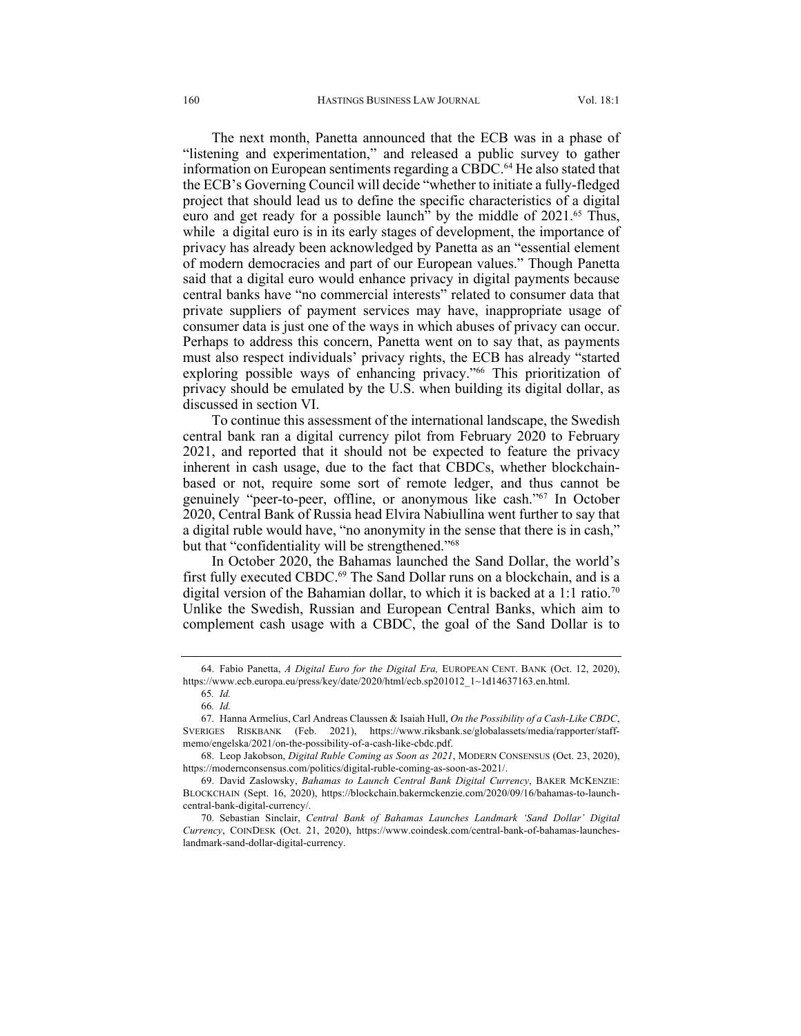The next month, Panetta announced that the ECB was in a phase of "listening and experimentation," and released a public survey to gather information on European sentiments regarding a CBDC.[64] He also stated that the ECB's Governing Council will decide "whether to initiate a fully-fledged project that should lead us to define the specific characteristics of a digital euro and get ready for a possible launch" by the middle of 2021.[65] Thus, while a digital euro is in its early stages of development, the importance of privacy has already been acknowledged by Panetta as an "essential element of modern democracies and part of our European values." Though Panetta said that a digital euro would enhance privacy in digital payments because central banks have "no commercial interests" related to consumer data that private suppliers of payment services may have, inappropriate usage of consumer data is just one of the ways in which abuses of privacy can occur. Perhaps to address this concern, Panetta went on to say that, as payments must also respect individuals' privacy rights, the ECB has already "started exploring possible ways of enhancing privacy."[66] This prioritization of privacy should be emulated by the U.S. when building its digital dollar, as discussed in section VI.

To continue this assessment of the international landscape, the Swedish central bank ran a digital currency pilot from February 2020 to February 2021, and reported that it should not be expected to feature the privacy inherent in cash usage, due to the fact that CBDCs, whether blockchain-based or not, require some sort of remote ledger, and thus cannot be genuinely "peer-to-peer, offline, or anonymous like cash."[67] In October 2020, Central Bank of Russia head Elvira Nabiullina went further to say that a digital ruble would have, "no anonymity in the sense that there is in cash," but that "confidentiality will be strengthened."[68]

In October 2020, the Bahamas launched the Sand Dollar, the world's first fully executed CBDC.[69] The Sand Dollar runs on a blockchain, and is a digital version of the Bahamian dollar, to which it is backed at a 1:1 ratio.[70] Unlike the Swedish, Russian and European Central Banks, which aim to complement cash usage with a CBDC, the goal of the Sand Dollar is to

---

64. Fabio Panetta, *A Digital Euro for the Digital Era,* EUROPEAN CENT. BANK (Oct. 12, 2020), https://www.ecb.europa.eu/press/key/date/2020/html/ecb.sp201012_1~1d14637163.en.html.

65. *Id.*

66. *Id.*

67. Hanna Armelius, Carl Andreas Claussen & Isaiah Hull, *On the Possibility of a Cash-Like CBDC*, SVERIGES RISKBANK (Feb. 2021), https://www.riksbank.se/globalassets/media/rapporter/staff-memo/engelska/2021/on-the-possibility-of-a-cash-like-cbdc.pdf.

68. Leop Jakobson, *Digital Ruble Coming as Soon as 2021*, MODERN CONSENSUS (Oct. 23, 2020), https://modernconsensus.com/politics/digital-ruble-coming-as-soon-as-2021/.

69. David Zaslowsky, *Bahamas to Launch Central Bank Digital Currency*, BAKER MCKENZIE: BLOCKCHAIN (Sept. 16, 2020), https://blockchain.bakermckenzie.com/2020/09/16/bahamas-to-launch-central-bank-digital-currency/.

70. Sebastian Sinclair, *Central Bank of Bahamas Launches Landmark 'Sand Dollar' Digital Currency*, COINDESK (Oct. 21, 2020), https://www.coindesk.com/central-bank-of-bahamas-launches-landmark-sand-dollar-digital-currency.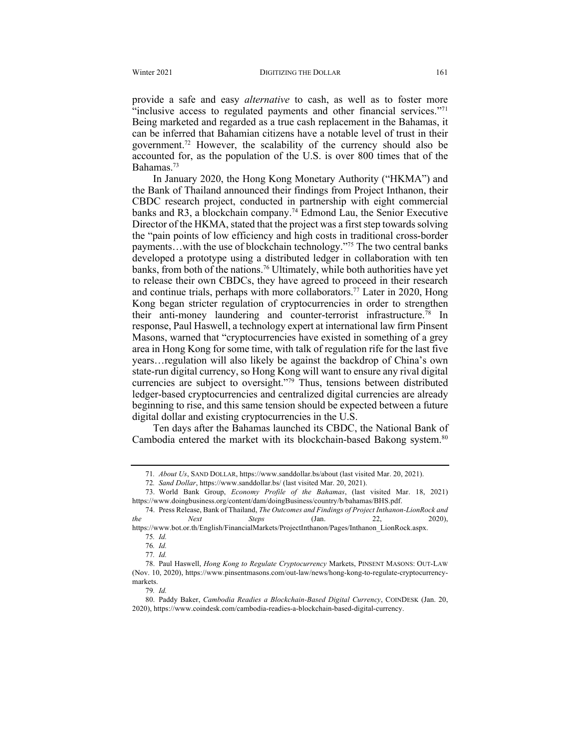provide a safe and easy *alternative* to cash, as well as to foster more "inclusive access to regulated payments and other financial services."[71] Being marketed and regarded as a true cash replacement in the Bahamas, it can be inferred that Bahamian citizens have a notable level of trust in their government.[72] However, the scalability of the currency should also be accounted for, as the population of the U.S. is over 800 times that of the Bahamas.[73]

In January 2020, the Hong Kong Monetary Authority ("HKMA") and the Bank of Thailand announced their findings from Project Inthanon, their CBDC research project, conducted in partnership with eight commercial banks and R3, a blockchain company.[74] Edmond Lau, the Senior Executive Director of the HKMA, stated that the project was a first step towards solving the "pain points of low efficiency and high costs in traditional cross-border payments…with the use of blockchain technology."[75] The two central banks developed a prototype using a distributed ledger in collaboration with ten banks, from both of the nations.[76] Ultimately, while both authorities have yet to release their own CBDCs, they have agreed to proceed in their research and continue trials, perhaps with more collaborators.[77] Later in 2020, Hong Kong began stricter regulation of cryptocurrencies in order to strengthen their anti-money laundering and counter-terrorist infrastructure.[78] In response, Paul Haswell, a technology expert at international law firm Pinsent Masons, warned that "cryptocurrencies have existed in something of a grey area in Hong Kong for some time, with talk of regulation rife for the last five years…regulation will also likely be against the backdrop of China's own state-run digital currency, so Hong Kong will want to ensure any rival digital currencies are subject to oversight."[79] Thus, tensions between distributed ledger-based cryptocurrencies and centralized digital currencies are already beginning to rise, and this same tension should be expected between a future digital dollar and existing cryptocurrencies in the U.S.

Ten days after the Bahamas launched its CBDC, the National Bank of Cambodia entered the market with its blockchain-based Bakong system.[80]

---

71. *About Us*, SAND DOLLAR, https://www.sanddollar.bs/about (last visited Mar. 20, 2021).

72. *Sand Dollar*, https://www.sanddollar.bs/ (last visited Mar. 20, 2021).

73. World Bank Group, *Economy Profile of the Bahamas*, (last visited Mar. 18, 2021) https://www.doingbusiness.org/content/dam/doingBusiness/country/b/bahamas/BHS.pdf.

74. Press Release, Bank of Thailand, *The Outcomes and Findings of Project Inthanon-LionRock and the Next Steps* (Jan. 22, 2020), https://www.bot.or.th/English/FinancialMarkets/ProjectInthanon/Pages/Inthanon_LionRock.aspx.

75. *Id.*

76. *Id.*

77. *Id.*

78. Paul Haswell, *Hong Kong to Regulate Cryptocurrency* Markets, PINSENT MASONS: OUT-LAW (Nov. 10, 2020), https://www.pinsentmasons.com/out-law/news/hong-kong-to-regulate-cryptocurrency-markets.

79. *Id.*

80. Paddy Baker, *Cambodia Readies a Blockchain-Based Digital Currency*, COINDESK (Jan. 20, 2020), https://www.coindesk.com/cambodia-readies-a-blockchain-based-digital-currency.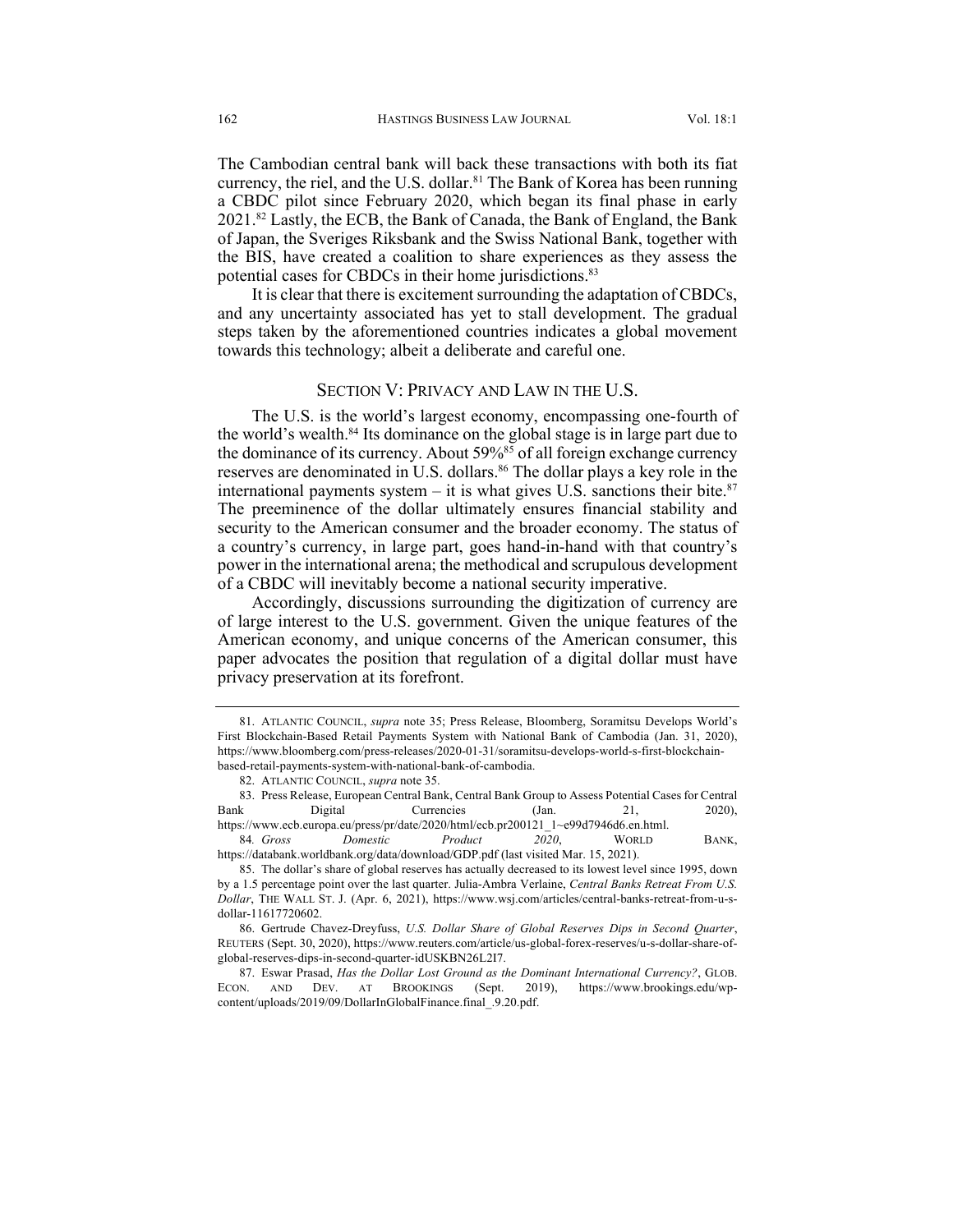The Cambodian central bank will back these transactions with both its fiat currency, the riel, and the U.S. dollar.[81] The Bank of Korea has been running a CBDC pilot since February 2020, which began its final phase in early 2021.[82] Lastly, the ECB, the Bank of Canada, the Bank of England, the Bank of Japan, the Sveriges Riksbank and the Swiss National Bank, together with the BIS, have created a coalition to share experiences as they assess the potential cases for CBDCs in their home jurisdictions.[83]

It is clear that there is excitement surrounding the adaptation of CBDCs, and any uncertainty associated has yet to stall development. The gradual steps taken by the aforementioned countries indicates a global movement towards this technology; albeit a deliberate and careful one.

## SECTION V: PRIVACY AND LAW IN THE U.S.

The U.S. is the world's largest economy, encompassing one-fourth of the world's wealth.[84] Its dominance on the global stage is in large part due to the dominance of its currency. About 59%[85] of all foreign exchange currency reserves are denominated in U.S. dollars.[86] The dollar plays a key role in the international payments system – it is what gives U.S. sanctions their bite.[87] The preeminence of the dollar ultimately ensures financial stability and security to the American consumer and the broader economy. The status of a country's currency, in large part, goes hand-in-hand with that country's power in the international arena; the methodical and scrupulous development of a CBDC will inevitably become a national security imperative.

Accordingly, discussions surrounding the digitization of currency are of large interest to the U.S. government. Given the unique features of the American economy, and unique concerns of the American consumer, this paper advocates the position that regulation of a digital dollar must have privacy preservation at its forefront.

---

81. ATLANTIC COUNCIL, *supra* note 35; Press Release, Bloomberg, Soramitsu Develops World's First Blockchain-Based Retail Payments System with National Bank of Cambodia (Jan. 31, 2020), https://www.bloomberg.com/press-releases/2020-01-31/soramitsu-develops-world-s-first-blockchain-based-retail-payments-system-with-national-bank-of-cambodia.

82. ATLANTIC COUNCIL, *supra* note 35.

83. Press Release, European Central Bank, Central Bank Group to Assess Potential Cases for Central Bank Digital Currencies (Jan. 21, 2020), https://www.ecb.europa.eu/press/pr/date/2020/html/ecb.pr200121_1~e99d7946d6.en.html.

84. *Gross Domestic Product 2020*, WORLD BANK, https://databank.worldbank.org/data/download/GDP.pdf (last visited Mar. 15, 2021).

85. The dollar's share of global reserves has actually decreased to its lowest level since 1995, down by a 1.5 percentage point over the last quarter. Julia-Ambra Verlaine, *Central Banks Retreat From U.S. Dollar*, THE WALL ST. J. (Apr. 6, 2021), https://www.wsj.com/articles/central-banks-retreat-from-u-s-dollar-11617720602.

86. Gertrude Chavez-Dreyfuss, *U.S. Dollar Share of Global Reserves Dips in Second Quarter*, REUTERS (Sept. 30, 2020), https://www.reuters.com/article/us-global-forex-reserves/u-s-dollar-share-of-global-reserves-dips-in-second-quarter-idUSKBN26L2I7.

87. Eswar Prasad, *Has the Dollar Lost Ground as the Dominant International Currency?*, GLOB. ECON. AND DEV. AT BROOKINGS (Sept. 2019), https://www.brookings.edu/wp-content/uploads/2019/09/DollarInGlobalFinance.final_.9.20.pdf.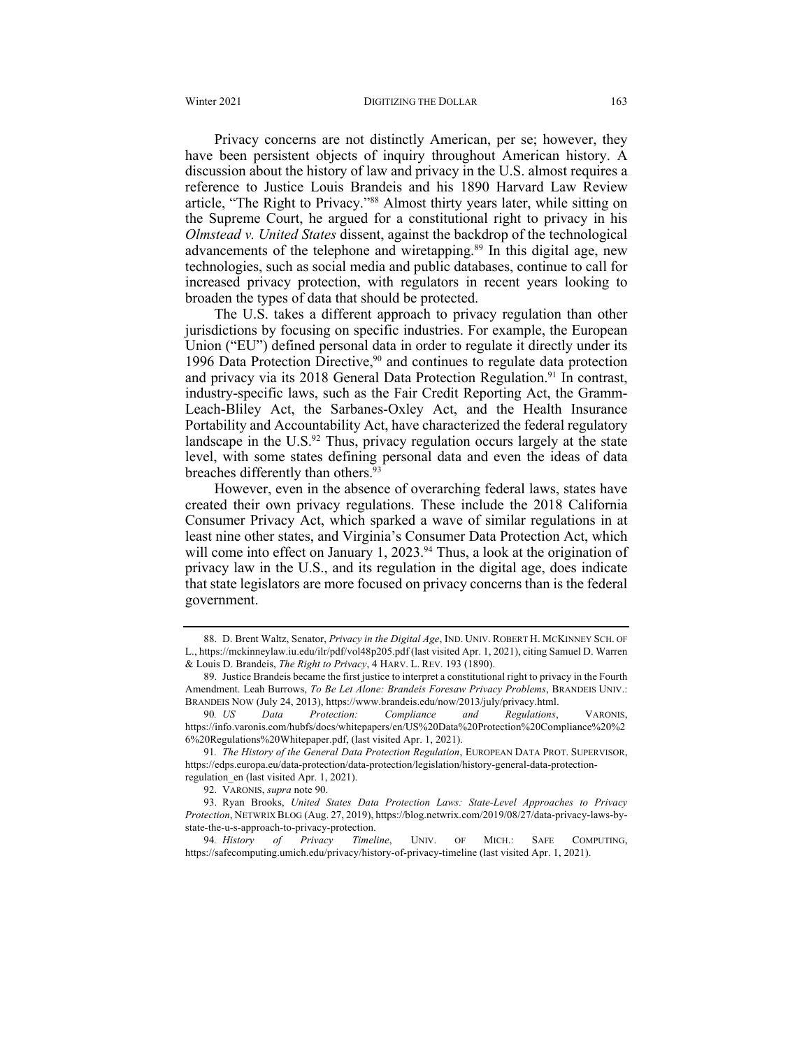Privacy concerns are not distinctly American, per se; however, they have been persistent objects of inquiry throughout American history. A discussion about the history of law and privacy in the U.S. almost requires a reference to Justice Louis Brandeis and his 1890 Harvard Law Review article, "The Right to Privacy."[88] Almost thirty years later, while sitting on the Supreme Court, he argued for a constitutional right to privacy in his *Olmstead v. United States* dissent, against the backdrop of the technological advancements of the telephone and wiretapping.[89] In this digital age, new technologies, such as social media and public databases, continue to call for increased privacy protection, with regulators in recent years looking to broaden the types of data that should be protected.

The U.S. takes a different approach to privacy regulation than other jurisdictions by focusing on specific industries. For example, the European Union ("EU") defined personal data in order to regulate it directly under its 1996 Data Protection Directive,[90] and continues to regulate data protection and privacy via its 2018 General Data Protection Regulation.[91] In contrast, industry-specific laws, such as the Fair Credit Reporting Act, the Gramm-Leach-Bliley Act, the Sarbanes-Oxley Act, and the Health Insurance Portability and Accountability Act, have characterized the federal regulatory landscape in the U.S.[92] Thus, privacy regulation occurs largely at the state level, with some states defining personal data and even the ideas of data breaches differently than others.[93]

However, even in the absence of overarching federal laws, states have created their own privacy regulations. These include the 2018 California Consumer Privacy Act, which sparked a wave of similar regulations in at least nine other states, and Virginia's Consumer Data Protection Act, which will come into effect on January 1, 2023.[94] Thus, a look at the origination of privacy law in the U.S., and its regulation in the digital age, does indicate that state legislators are more focused on privacy concerns than is the federal government.

---

88. D. Brent Waltz, Senator, *Privacy in the Digital Age*, IND. UNIV. ROBERT H. MCKINNEY SCH. OF L., https://mckinneylaw.iu.edu/ilr/pdf/vol48p205.pdf (last visited Apr. 1, 2021), citing Samuel D. Warren & Louis D. Brandeis, *The Right to Privacy*, 4 HARV. L. REV. 193 (1890).

89. Justice Brandeis became the first justice to interpret a constitutional right to privacy in the Fourth Amendment. Leah Burrows, *To Be Let Alone: Brandeis Foresaw Privacy Problems*, BRANDEIS UNIV.: BRANDEIS NOW (July 24, 2013), https://www.brandeis.edu/now/2013/july/privacy.html.

90. *US Data Protection: Compliance and Regulations*, VARONIS, https://info.varonis.com/hubfs/docs/whitepapers/en/US%20Data%20Protection%20Compliance%20%26%20Regulations%20Whitepaper.pdf, (last visited Apr. 1, 2021).

91. *The History of the General Data Protection Regulation*, EUROPEAN DATA PROT. SUPERVISOR, https://edps.europa.eu/data-protection/data-protection/legislation/history-general-data-protection-regulation_en (last visited Apr. 1, 2021).

92. VARONIS, *supra* note 90.

93. Ryan Brooks, *United States Data Protection Laws: State-Level Approaches to Privacy Protection*, NETWRIX BLOG (Aug. 27, 2019), https://blog.netwrix.com/2019/08/27/data-privacy-laws-by-state-the-u-s-approach-to-privacy-protection.

94. *History of Privacy Timeline*, UNIV. OF MICH.: SAFE COMPUTING, https://safecomputing.umich.edu/privacy/history-of-privacy-timeline (last visited Apr. 1, 2021).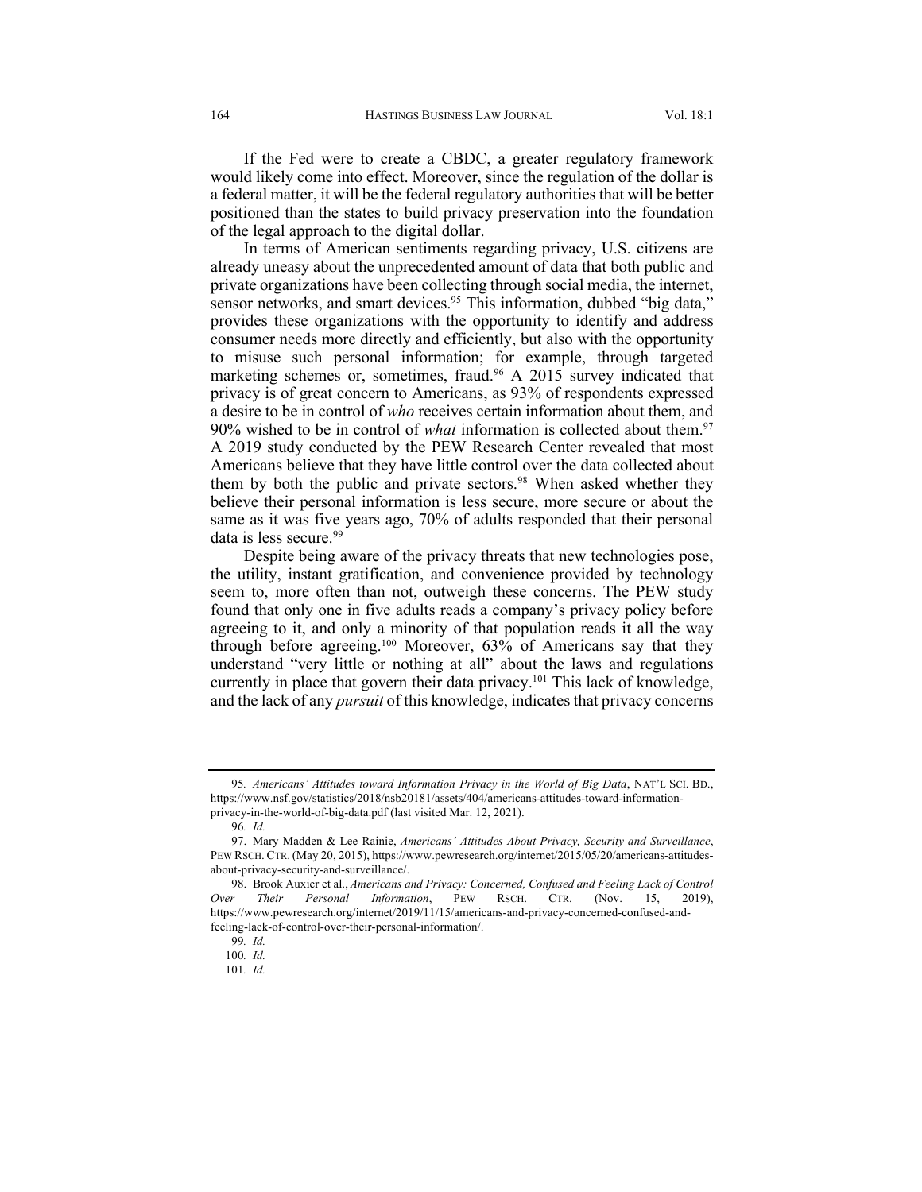If the Fed were to create a CBDC, a greater regulatory framework would likely come into effect. Moreover, since the regulation of the dollar is a federal matter, it will be the federal regulatory authorities that will be better positioned than the states to build privacy preservation into the foundation of the legal approach to the digital dollar.

In terms of American sentiments regarding privacy, U.S. citizens are already uneasy about the unprecedented amount of data that both public and private organizations have been collecting through social media, the internet, sensor networks, and smart devices.[95] This information, dubbed "big data," provides these organizations with the opportunity to identify and address consumer needs more directly and efficiently, but also with the opportunity to misuse such personal information; for example, through targeted marketing schemes or, sometimes, fraud.[96] A 2015 survey indicated that privacy is of great concern to Americans, as 93% of respondents expressed a desire to be in control of *who* receives certain information about them, and 90% wished to be in control of *what* information is collected about them.[97] A 2019 study conducted by the PEW Research Center revealed that most Americans believe that they have little control over the data collected about them by both the public and private sectors.[98] When asked whether they believe their personal information is less secure, more secure or about the same as it was five years ago, 70% of adults responded that their personal data is less secure.[99]

Despite being aware of the privacy threats that new technologies pose, the utility, instant gratification, and convenience provided by technology seem to, more often than not, outweigh these concerns. The PEW study found that only one in five adults reads a company's privacy policy before agreeing to it, and only a minority of that population reads it all the way through before agreeing.[100] Moreover, 63% of Americans say that they understand "very little or nothing at all" about the laws and regulations currently in place that govern their data privacy.[101] This lack of knowledge, and the lack of any *pursuit* of this knowledge, indicates that privacy concerns

---

95. *Americans' Attitudes toward Information Privacy in the World of Big Data*, NAT'L SCI. BD., https://www.nsf.gov/statistics/2018/nsb20181/assets/404/americans-attitudes-toward-information-privacy-in-the-world-of-big-data.pdf (last visited Mar. 12, 2021).

96. *Id.*

97. Mary Madden & Lee Rainie, *Americans' Attitudes About Privacy, Security and Surveillance*, PEW RSCH. CTR. (May 20, 2015), https://www.pewresearch.org/internet/2015/05/20/americans-attitudes-about-privacy-security-and-surveillance/.

98. Brook Auxier et al., *Americans and Privacy: Concerned, Confused and Feeling Lack of Control Over Their Personal Information*, PEW RSCH. CTR. (Nov. 15, 2019), https://www.pewresearch.org/internet/2019/11/15/americans-and-privacy-concerned-confused-and-feeling-lack-of-control-over-their-personal-information/.

99. *Id.*

100. *Id.*

101. *Id.*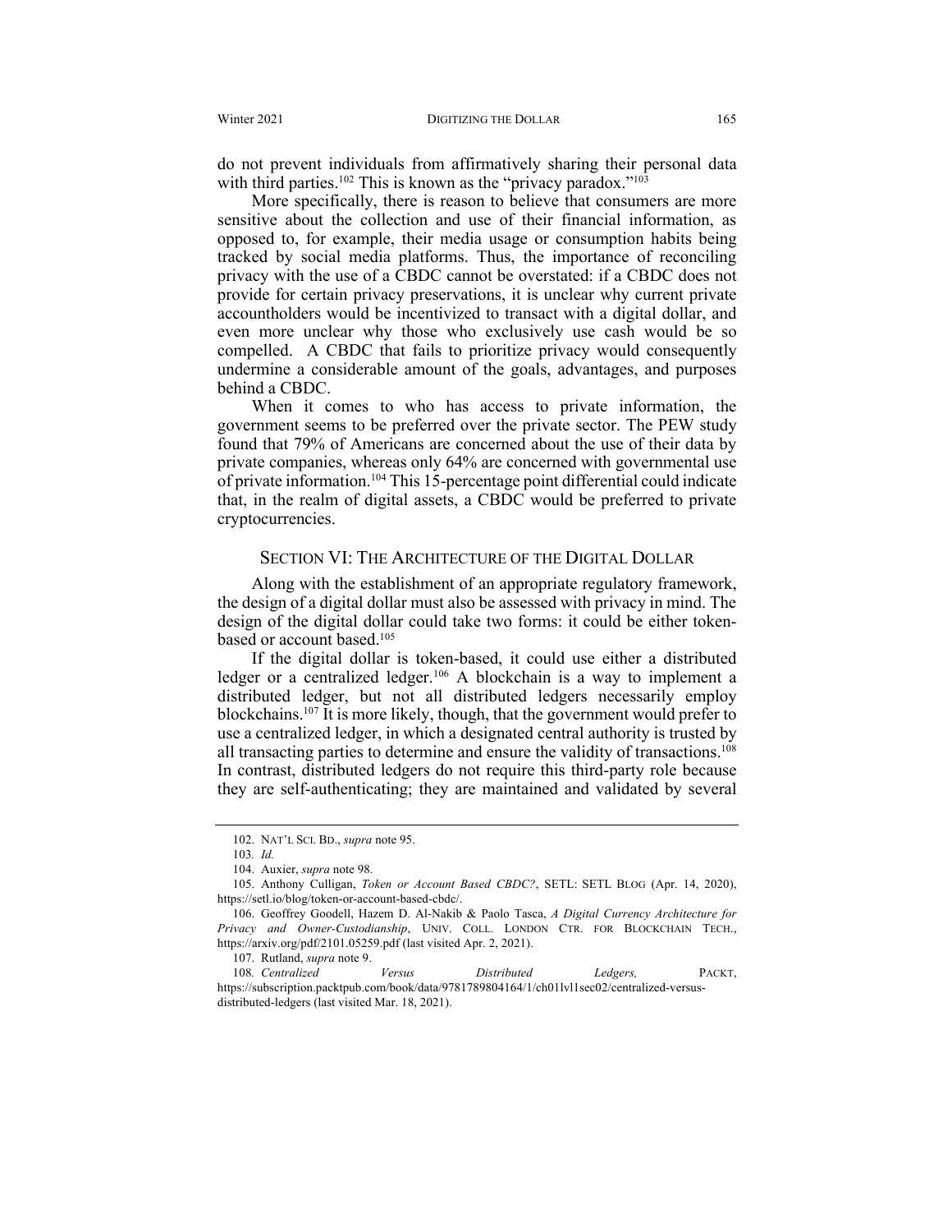do not prevent individuals from affirmatively sharing their personal data with third parties.[102] This is known as the "privacy paradox."[103]

More specifically, there is reason to believe that consumers are more sensitive about the collection and use of their financial information, as opposed to, for example, their media usage or consumption habits being tracked by social media platforms. Thus, the importance of reconciling privacy with the use of a CBDC cannot be overstated: if a CBDC does not provide for certain privacy preservations, it is unclear why current private accountholders would be incentivized to transact with a digital dollar, and even more unclear why those who exclusively use cash would be so compelled. A CBDC that fails to prioritize privacy would consequently undermine a considerable amount of the goals, advantages, and purposes behind a CBDC.

When it comes to who has access to private information, the government seems to be preferred over the private sector. The PEW study found that 79% of Americans are concerned about the use of their data by private companies, whereas only 64% are concerned with governmental use of private information.[104] This 15-percentage point differential could indicate that, in the realm of digital assets, a CBDC would be preferred to private cryptocurrencies.

## SECTION VI: THE ARCHITECTURE OF THE DIGITAL DOLLAR

Along with the establishment of an appropriate regulatory framework, the design of a digital dollar must also be assessed with privacy in mind. The design of the digital dollar could take two forms: it could be either token-based or account based.[105]

If the digital dollar is token-based, it could use either a distributed ledger or a centralized ledger.[106] A blockchain is a way to implement a distributed ledger, but not all distributed ledgers necessarily employ blockchains.[107] It is more likely, though, that the government would prefer to use a centralized ledger, in which a designated central authority is trusted by all transacting parties to determine and ensure the validity of transactions.[108] In contrast, distributed ledgers do not require this third-party role because they are self-authenticating; they are maintained and validated by several

---

102. NAT'L SCI. BD., *supra* note 95.

103. *Id.*

104. Auxier, *supra* note 98.

105. Anthony Culligan, *Token or Account Based CBDC?*, SETL: SETL BLOG (Apr. 14, 2020), https://setl.io/blog/token-or-account-based-cbdc/.

106. Geoffrey Goodell, Hazem D. Al-Nakib & Paolo Tasca, *A Digital Currency Architecture for Privacy and Owner-Custodianship*, UNIV. COLL. LONDON CTR. FOR BLOCKCHAIN TECH., https://arxiv.org/pdf/2101.05259.pdf (last visited Apr. 2, 2021).

107. Rutland, *supra* note 9.

108. *Centralized Versus Distributed Ledgers,* PACKT, https://subscription.packtpub.com/book/data/9781789804164/1/ch01lvl1sec02/centralized-versus-distributed-ledgers (last visited Mar. 18, 2021).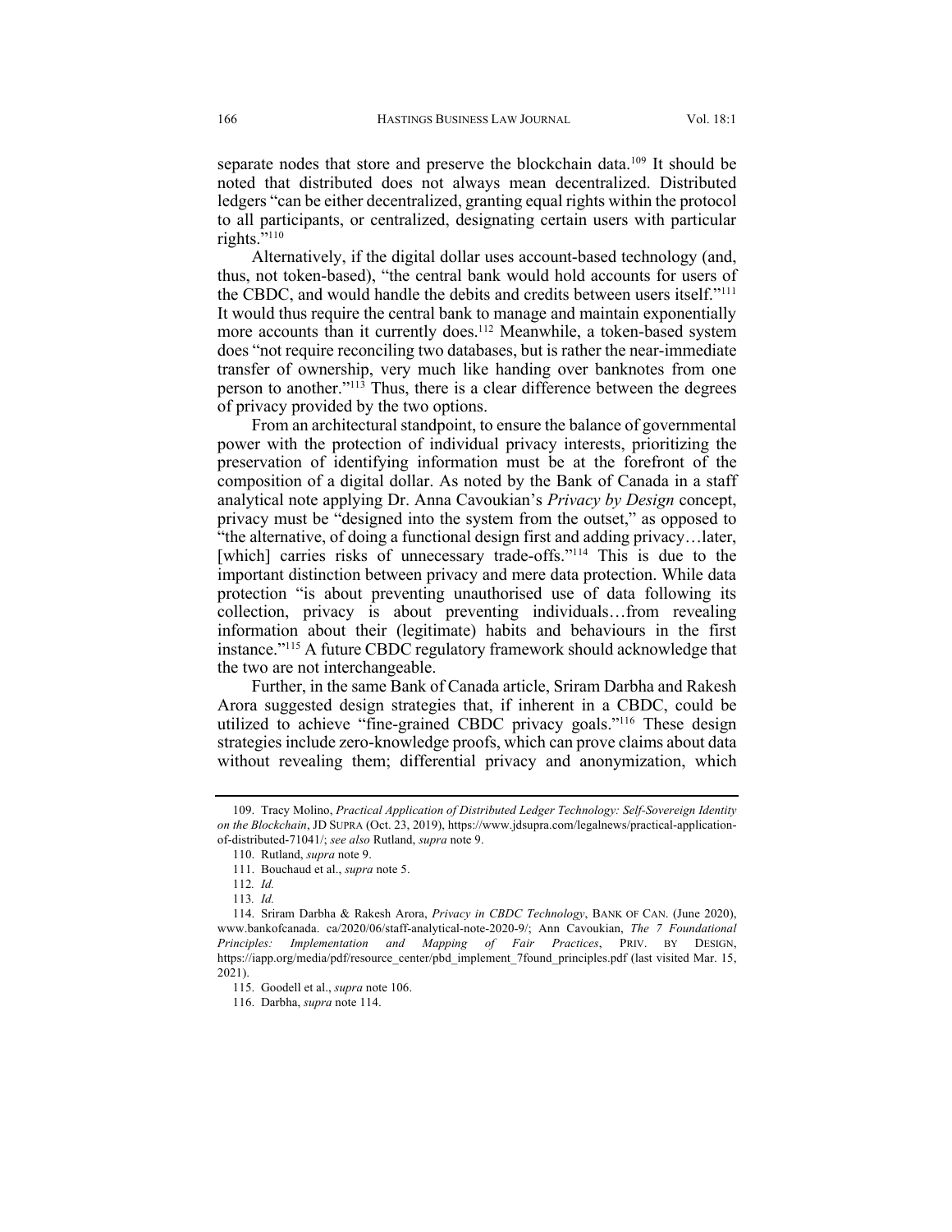separate nodes that store and preserve the blockchain data.[109] It should be noted that distributed does not always mean decentralized. Distributed ledgers "can be either decentralized, granting equal rights within the protocol to all participants, or centralized, designating certain users with particular rights."[110]

Alternatively, if the digital dollar uses account-based technology (and, thus, not token-based), "the central bank would hold accounts for users of the CBDC, and would handle the debits and credits between users itself."[111] It would thus require the central bank to manage and maintain exponentially more accounts than it currently does.[112] Meanwhile, a token-based system does "not require reconciling two databases, but is rather the near-immediate transfer of ownership, very much like handing over banknotes from one person to another."[113] Thus, there is a clear difference between the degrees of privacy provided by the two options.

From an architectural standpoint, to ensure the balance of governmental power with the protection of individual privacy interests, prioritizing the preservation of identifying information must be at the forefront of the composition of a digital dollar. As noted by the Bank of Canada in a staff analytical note applying Dr. Anna Cavoukian's *Privacy by Design* concept, privacy must be "designed into the system from the outset," as opposed to "the alternative, of doing a functional design first and adding privacy…later, [which] carries risks of unnecessary trade-offs."[114] This is due to the important distinction between privacy and mere data protection. While data protection "is about preventing unauthorised use of data following its collection, privacy is about preventing individuals…from revealing information about their (legitimate) habits and behaviours in the first instance."[115] A future CBDC regulatory framework should acknowledge that the two are not interchangeable.

Further, in the same Bank of Canada article, Sriram Darbha and Rakesh Arora suggested design strategies that, if inherent in a CBDC, could be utilized to achieve "fine-grained CBDC privacy goals."[116] These design strategies include zero-knowledge proofs, which can prove claims about data without revealing them; differential privacy and anonymization, which

---

109. Tracy Molino, *Practical Application of Distributed Ledger Technology: Self-Sovereign Identity on the Blockchain*, JD SUPRA (Oct. 23, 2019), https://www.jdsupra.com/legalnews/practical-application-of-distributed-71041/; *see also* Rutland, *supra* note 9.

110. Rutland, *supra* note 9.

111. Bouchaud et al., *supra* note 5.

112. *Id.*

113. *Id.*

114. Sriram Darbha & Rakesh Arora, *Privacy in CBDC Technology*, BANK OF CAN. (June 2020), www.bankofcanada. ca/2020/06/staff-analytical-note-2020-9/; Ann Cavoukian, *The 7 Foundational Principles: Implementation and Mapping of Fair Practices*, PRIV. BY DESIGN, https://iapp.org/media/pdf/resource_center/pbd_implement_7found_principles.pdf (last visited Mar. 15, 2021).

115. Goodell et al., *supra* note 106.

116. Darbha, *supra* note 114.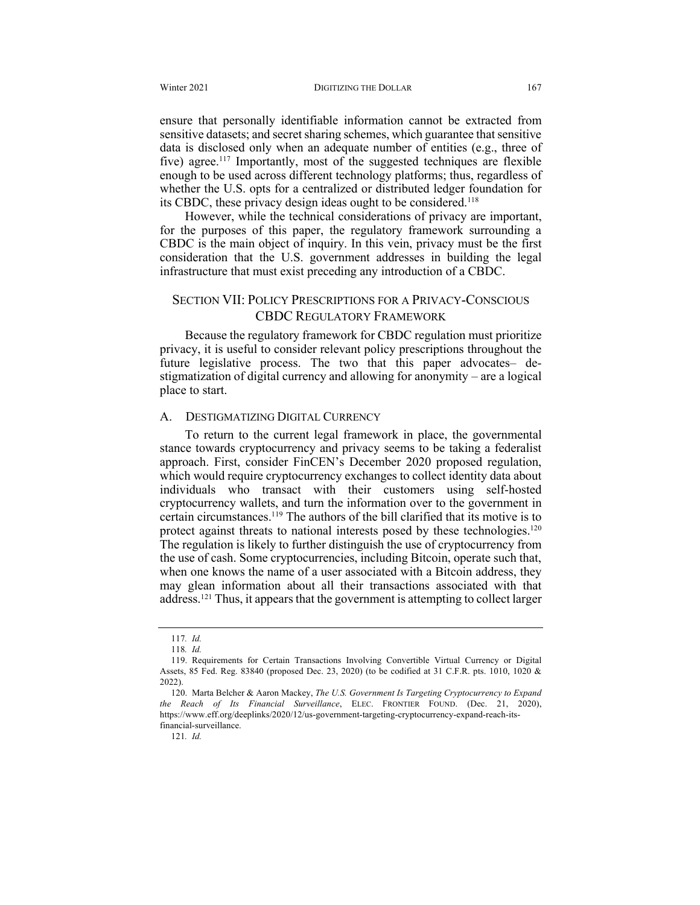ensure that personally identifiable information cannot be extracted from sensitive datasets; and secret sharing schemes, which guarantee that sensitive data is disclosed only when an adequate number of entities (e.g., three of five) agree.[117] Importantly, most of the suggested techniques are flexible enough to be used across different technology platforms; thus, regardless of whether the U.S. opts for a centralized or distributed ledger foundation for its CBDC, these privacy design ideas ought to be considered.[118]

However, while the technical considerations of privacy are important, for the purposes of this paper, the regulatory framework surrounding a CBDC is the main object of inquiry. In this vein, privacy must be the first consideration that the U.S. government addresses in building the legal infrastructure that must exist preceding any introduction of a CBDC.

## SECTION VII: POLICY PRESCRIPTIONS FOR A PRIVACY-CONSCIOUS CBDC REGULATORY FRAMEWORK

Because the regulatory framework for CBDC regulation must prioritize privacy, it is useful to consider relevant policy prescriptions throughout the future legislative process. The two that this paper advocates– de-stigmatization of digital currency and allowing for anonymity – are a logical place to start.

### A. DESTIGMATIZING DIGITAL CURRENCY

To return to the current legal framework in place, the governmental stance towards cryptocurrency and privacy seems to be taking a federalist approach. First, consider FinCEN's December 2020 proposed regulation, which would require cryptocurrency exchanges to collect identity data about individuals who transact with their customers using self-hosted cryptocurrency wallets, and turn the information over to the government in certain circumstances.[119] The authors of the bill clarified that its motive is to protect against threats to national interests posed by these technologies.[120] The regulation is likely to further distinguish the use of cryptocurrency from the use of cash. Some cryptocurrencies, including Bitcoin, operate such that, when one knows the name of a user associated with a Bitcoin address, they may glean information about all their transactions associated with that address.[121] Thus, it appears that the government is attempting to collect larger

---

117. *Id.*

118. *Id.*

119. Requirements for Certain Transactions Involving Convertible Virtual Currency or Digital Assets, 85 Fed. Reg. 83840 (proposed Dec. 23, 2020) (to be codified at 31 C.F.R. pts. 1010, 1020 & 2022).

120. Marta Belcher & Aaron Mackey, *The U.S. Government Is Targeting Cryptocurrency to Expand the Reach of Its Financial Surveillance*, ELEC. FRONTIER FOUND. (Dec. 21, 2020), https://www.eff.org/deeplinks/2020/12/us-government-targeting-cryptocurrency-expand-reach-its-financial-surveillance.

121. *Id.*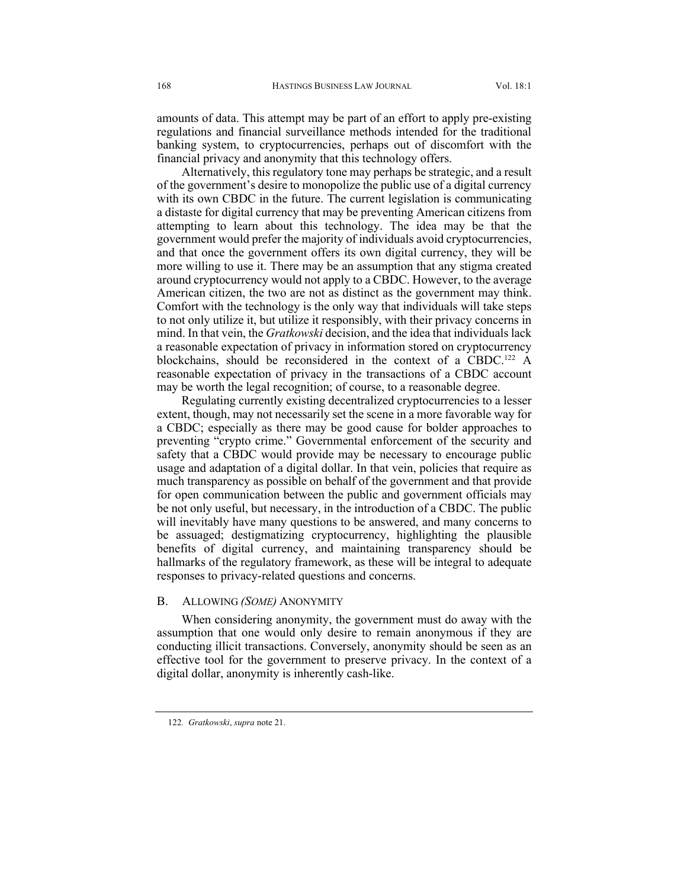amounts of data. This attempt may be part of an effort to apply pre-existing regulations and financial surveillance methods intended for the traditional banking system, to cryptocurrencies, perhaps out of discomfort with the financial privacy and anonymity that this technology offers.

Alternatively, this regulatory tone may perhaps be strategic, and a result of the government's desire to monopolize the public use of a digital currency with its own CBDC in the future. The current legislation is communicating a distaste for digital currency that may be preventing American citizens from attempting to learn about this technology. The idea may be that the government would prefer the majority of individuals avoid cryptocurrencies, and that once the government offers its own digital currency, they will be more willing to use it. There may be an assumption that any stigma created around cryptocurrency would not apply to a CBDC. However, to the average American citizen, the two are not as distinct as the government may think. Comfort with the technology is the only way that individuals will take steps to not only utilize it, but utilize it responsibly, with their privacy concerns in mind. In that vein, the *Gratkowski* decision, and the idea that individuals lack a reasonable expectation of privacy in information stored on cryptocurrency blockchains, should be reconsidered in the context of a CBDC.[122] A reasonable expectation of privacy in the transactions of a CBDC account may be worth the legal recognition; of course, to a reasonable degree.

Regulating currently existing decentralized cryptocurrencies to a lesser extent, though, may not necessarily set the scene in a more favorable way for a CBDC; especially as there may be good cause for bolder approaches to preventing "crypto crime." Governmental enforcement of the security and safety that a CBDC would provide may be necessary to encourage public usage and adaptation of a digital dollar. In that vein, policies that require as much transparency as possible on behalf of the government and that provide for open communication between the public and government officials may be not only useful, but necessary, in the introduction of a CBDC. The public will inevitably have many questions to be answered, and many concerns to be assuaged; destigmatizing cryptocurrency, highlighting the plausible benefits of digital currency, and maintaining transparency should be hallmarks of the regulatory framework, as these will be integral to adequate responses to privacy-related questions and concerns.

## B. ALLOWING *(SOME)* ANONYMITY

When considering anonymity, the government must do away with the assumption that one would only desire to remain anonymous if they are conducting illicit transactions. Conversely, anonymity should be seen as an effective tool for the government to preserve privacy. In the context of a digital dollar, anonymity is inherently cash-like.

---

122. *Gratkowski*, *supra* note 21.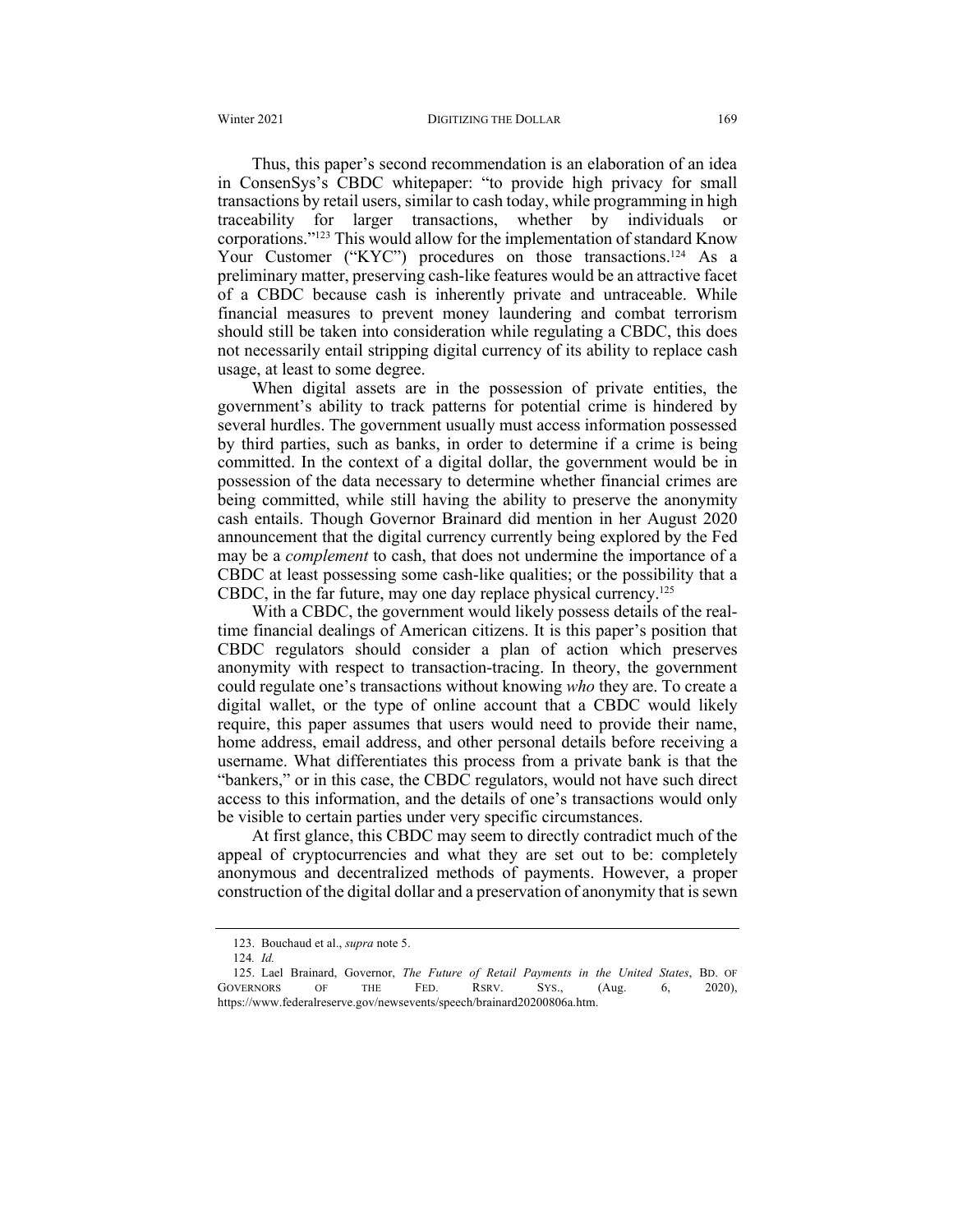Thus, this paper's second recommendation is an elaboration of an idea in ConsenSys's CBDC whitepaper: "to provide high privacy for small transactions by retail users, similar to cash today, while programming in high traceability for larger transactions, whether by individuals or corporations."[123] This would allow for the implementation of standard Know Your Customer ("KYC") procedures on those transactions.[124] As a preliminary matter, preserving cash-like features would be an attractive facet of a CBDC because cash is inherently private and untraceable. While financial measures to prevent money laundering and combat terrorism should still be taken into consideration while regulating a CBDC, this does not necessarily entail stripping digital currency of its ability to replace cash usage, at least to some degree.

When digital assets are in the possession of private entities, the government's ability to track patterns for potential crime is hindered by several hurdles. The government usually must access information possessed by third parties, such as banks, in order to determine if a crime is being committed. In the context of a digital dollar, the government would be in possession of the data necessary to determine whether financial crimes are being committed, while still having the ability to preserve the anonymity cash entails. Though Governor Brainard did mention in her August 2020 announcement that the digital currency currently being explored by the Fed may be a *complement* to cash, that does not undermine the importance of a CBDC at least possessing some cash-like qualities; or the possibility that a CBDC, in the far future, may one day replace physical currency.[125]

With a CBDC, the government would likely possess details of the real-time financial dealings of American citizens. It is this paper's position that CBDC regulators should consider a plan of action which preserves anonymity with respect to transaction-tracing. In theory, the government could regulate one's transactions without knowing *who* they are. To create a digital wallet, or the type of online account that a CBDC would likely require, this paper assumes that users would need to provide their name, home address, email address, and other personal details before receiving a username. What differentiates this process from a private bank is that the "bankers," or in this case, the CBDC regulators, would not have such direct access to this information, and the details of one's transactions would only be visible to certain parties under very specific circumstances.

At first glance, this CBDC may seem to directly contradict much of the appeal of cryptocurrencies and what they are set out to be: completely anonymous and decentralized methods of payments. However, a proper construction of the digital dollar and a preservation of anonymity that is sewn

---

123. Bouchaud et al., *supra* note 5.

124. *Id.*

125. Lael Brainard, Governor, *The Future of Retail Payments in the United States*, BD. OF GOVERNORS OF THE FED. RSRV. SYS., (Aug. 6, 2020), https://www.federalreserve.gov/newsevents/speech/brainard20200806a.htm.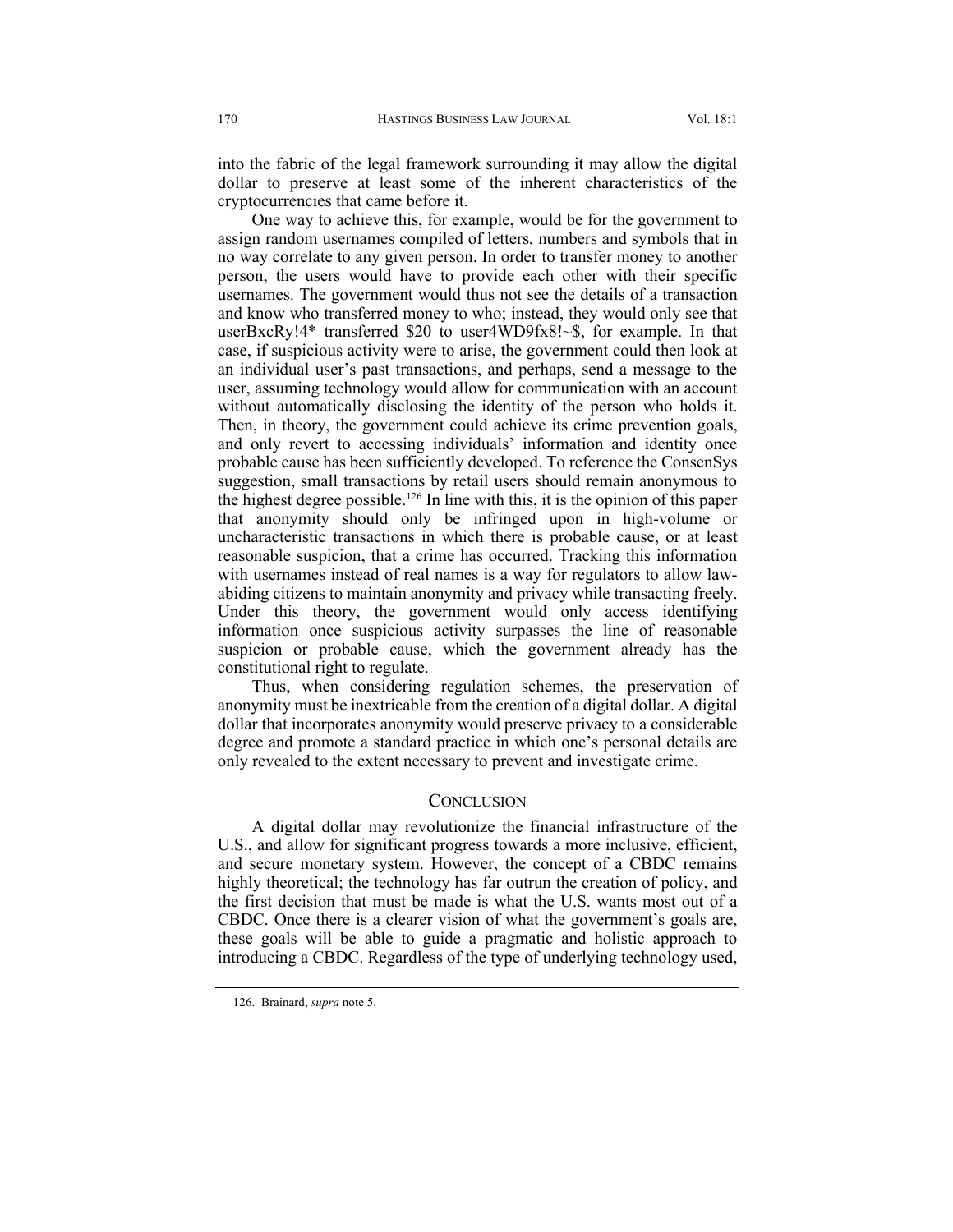into the fabric of the legal framework surrounding it may allow the digital dollar to preserve at least some of the inherent characteristics of the cryptocurrencies that came before it.

One way to achieve this, for example, would be for the government to assign random usernames compiled of letters, numbers and symbols that in no way correlate to any given person. In order to transfer money to another person, the users would have to provide each other with their specific usernames. The government would thus not see the details of a transaction and know who transferred money to who; instead, they would only see that userBxcRy!4* transferred $20 to user4WD9fx8!~$, for example. In that case, if suspicious activity were to arise, the government could then look at an individual user's past transactions, and perhaps, send a message to the user, assuming technology would allow for communication with an account without automatically disclosing the identity of the person who holds it. Then, in theory, the government could achieve its crime prevention goals, and only revert to accessing individuals' information and identity once probable cause has been sufficiently developed. To reference the ConsenSys suggestion, small transactions by retail users should remain anonymous to the highest degree possible.[126] In line with this, it is the opinion of this paper that anonymity should only be infringed upon in high-volume or uncharacteristic transactions in which there is probable cause, or at least reasonable suspicion, that a crime has occurred. Tracking this information with usernames instead of real names is a way for regulators to allow law-abiding citizens to maintain anonymity and privacy while transacting freely. Under this theory, the government would only access identifying information once suspicious activity surpasses the line of reasonable suspicion or probable cause, which the government already has the constitutional right to regulate.

Thus, when considering regulation schemes, the preservation of anonymity must be inextricable from the creation of a digital dollar. A digital dollar that incorporates anonymity would preserve privacy to a considerable degree and promote a standard practice in which one's personal details are only revealed to the extent necessary to prevent and investigate crime.

## CONCLUSION

A digital dollar may revolutionize the financial infrastructure of the U.S., and allow for significant progress towards a more inclusive, efficient, and secure monetary system. However, the concept of a CBDC remains highly theoretical; the technology has far outrun the creation of policy, and the first decision that must be made is what the U.S. wants most out of a CBDC. Once there is a clearer vision of what the government's goals are, these goals will be able to guide a pragmatic and holistic approach to introducing a CBDC. Regardless of the type of underlying technology used,

126. Brainard, *supra* note 5.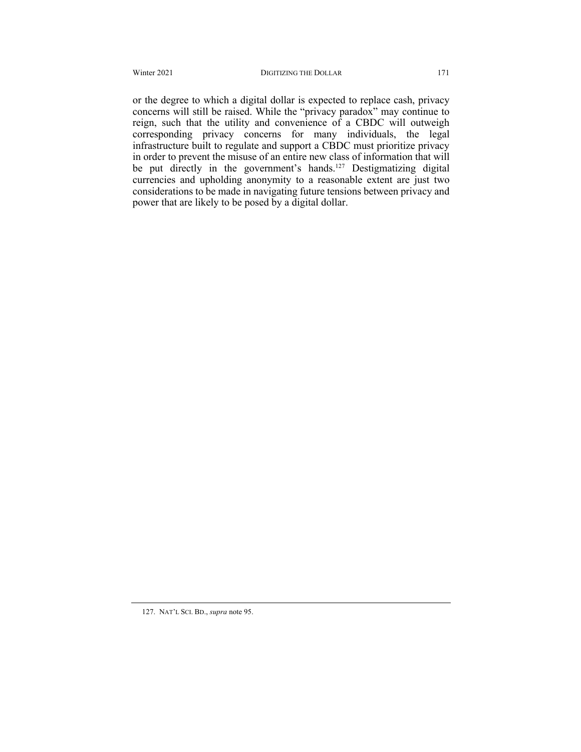or the degree to which a digital dollar is expected to replace cash, privacy concerns will still be raised. While the "privacy paradox" may continue to reign, such that the utility and convenience of a CBDC will outweigh corresponding privacy concerns for many individuals, the legal infrastructure built to regulate and support a CBDC must prioritize privacy in order to prevent the misuse of an entire new class of information that will be put directly in the government's hands.[127] Destigmatizing digital currencies and upholding anonymity to a reasonable extent are just two considerations to be made in navigating future tensions between privacy and power that are likely to be posed by a digital dollar.

---

127. NAT'L SCI. BD., *supra* note 95.